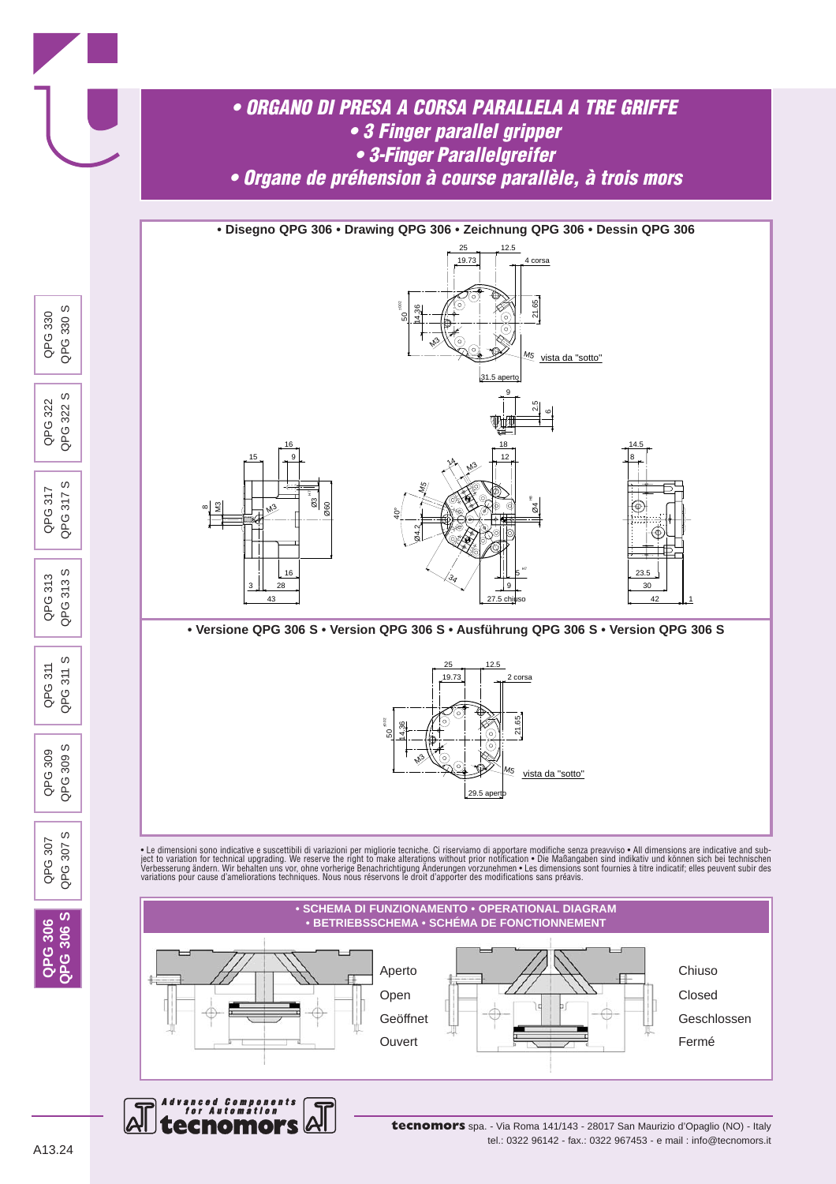# • ORGANO DI PRESA A CORSA PARALLELA A TRE GRIFFE
# • 3 Finger parallel gripper
# • 3-Finger Parallelgreifer
# • Organe de préhension à course parallèle, à trois mors

**• Disegno QPG 306 • Drawing QPG 306 • Zeichnung QPG 306 • Dessin QPG 306**

**• Versione QPG 306 S • Version QPG 306 S • Ausführung QPG 306 S • Version QPG 306 S**

• Le dimensioni sono indicative e suscettibili di variazioni per migliorie tecniche. Ci riserviamo di apportare modifiche senza preavviso • All dimensions are indicative and subject to variation for technical upgrading. We reserve the right to make alterations without prior notification • Die Maßangaben sind indikativ und können sich bei technischen Verbesserung ändern. Wir behalten uns vor, ohne vorherige Benachrichtigung Änderungen vorzunehmen • Les dimensions sont fournies à titre indicatif; elles peuvent subir des variations pour cause d'ameliorations techniques. Nous nous réservons le droit d'apporter des modifications sans préavis.

**• SCHEMA DI FUNZIONAMENTO • OPERATIONAL DIAGRAM**
**• BETRIEBSSCHEMA • SCHÉMA DE FONCTIONNEMENT**

| Aperto | Chiuso |
|---|---|
| Open | Closed |
| Geöffnet | Geschlossen |
| Ouvert | Fermé |

**tecnomors** spa. - Via Roma 141/143 - 28017 San Maurizio d'Opaglio (NO) - Italy
tel.: 0322 96142 - fax.: 0322 967453 - e mail : info@tecnomors.it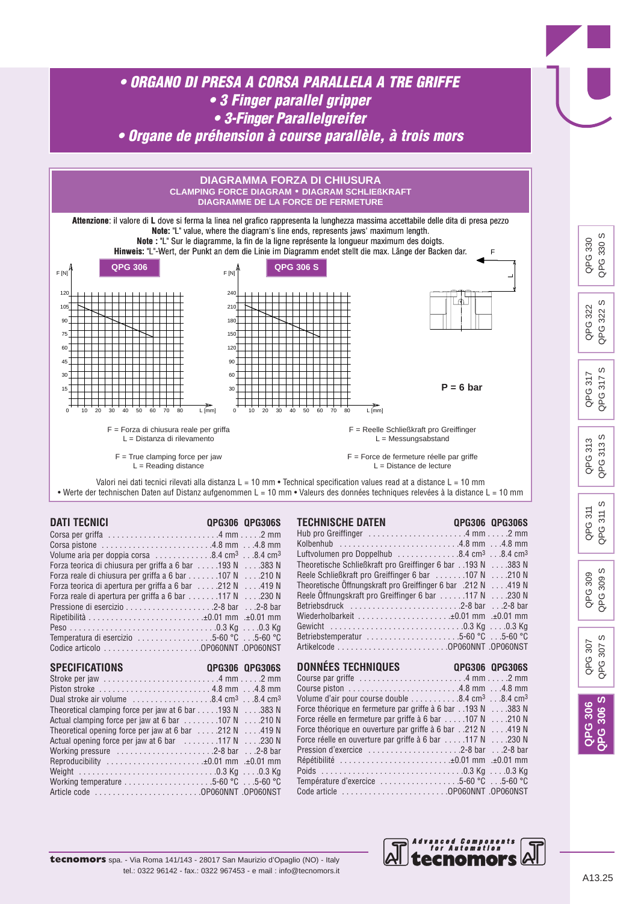# • ORGANO DI PRESA A CORSA PARALLELA A TRE GRIFFE
# • 3 Finger parallel gripper
# • 3-Finger Parallelgreifer
# • Organe de préhension à course parallèle, à trois mors

## DIAGRAMMA FORZA DI CHIUSURA
### CLAMPING FORCE DIAGRAM • DIAGRAM SCHLIEßKRAFT
### DIAGRAMME DE LA FORCE DE FERMETURE

**Attenzione**: il valore di **L** dove si ferma la linea nel grafico rappresenta la lunghezza massima accettabile delle dita di presa pezzo
**Note:** "L" value, where the diagram's line ends, represents jaws' maximum length.
**Note :** "L" Sur le diagramme, la fin de la ligne représente la longueur maximum des doigts.
**Hinweis:** "L"-Wert, der Punkt an dem die Linie im Diagramm endet stellt die max. Länge der Backen dar.

**QPG 306** — F [N] / L [mm]

**QPG 306 S** — F [N] / L [mm]

**P = 6 bar**

F = Forza di chiusura reale per griffa
L = Distanza di rilevamento

F = True clamping force per jaw
L = Reading distance

F = Reelle Schließkraft pro Greiffinger
L = Messungsabstand

F = Force de fermeture réelle par griffe
L = Distance de lecture

Valori nei dati tecnici rilevati alla distanza L = 10 mm • Technical specification values read at a distance L = 10 mm
• Werte der technischen Daten auf Distanz aufgenommen L = 10 mm • Valeurs des données techniques relevées à la distance L = 10 mm

## DATI TECNICI

| | QPG306 | QPG306S |
|---|---|---|
| Corsa per griffa | 4 mm | 2 mm |
| Corsa pistone | 4.8 mm | 4.8 mm |
| Volume aria per doppia corsa | 8.4 cm³ | 8.4 cm³ |
| Forza teorica di chiusura per griffa a 6 bar | 193 N | 383 N |
| Forza reale di chiusura per griffa a 6 bar | 107 N | 210 N |
| Forza teorica di apertura per griffa a 6 bar | 212 N | 419 N |
| Forza reale di apertura per griffa a 6 bar | 117 N | 230 N |
| Pressione di esercizio | 2-8 bar | 2-8 bar |
| Ripetibilità | ±0.01 mm | ±0.01 mm |
| Peso | 0.3 Kg | 0.3 Kg |
| Temperatura di esercizio | 5-60 °C | 5-60 °C |
| Codice articolo | OP060NNT | OP060NST |

## TECHNISCHE DATEN

| | QPG306 | QPG306S |
|---|---|---|
| Hub pro Greiffinger | 4 mm | 2 mm |
| Kolbenhub | 4.8 mm | 4.8 mm |
| Luftvolumen pro Doppelhub | 8.4 cm³ | 8.4 cm³ |
| Theoretische Schließkraft pro Greiffinger 6 bar | 193 N | 383 N |
| Reele Schließkraft pro Greiffinger 6 bar | 107 N | 210 N |
| Theoretische Öffnungskraft pro Greiffinger 6 bar | 212 N | 419 N |
| Reele Öffnungskraft pro Greiffinger 6 bar | 117 N | 230 N |
| Betriebsdruck | 2-8 bar | 2-8 bar |
| Wiederholbarkeit | ±0.01 mm | ±0.01 mm |
| Gewicht | 0.3 Kg | 0.3 Kg |
| Betriebstemperatur | 5-60 °C | 5-60 °C |
| Artikelcode | OP060NNT | OP060NST |

## SPECIFICATIONS

| | QPG306 | QPG306S |
|---|---|---|
| Stroke per jaw | 4 mm | 2 mm |
| Piston stroke | 4.8 mm | 4.8 mm |
| Dual stroke air volume | 8.4 cm³ | 8.4 cm³ |
| Theoretical clamping force per jaw at 6 bar | 193 N | 383 N |
| Actual clamping force per jaw at 6 bar | 107 N | 210 N |
| Theoretical opening force per jaw at 6 bar | 212 N | 419 N |
| Actual opening force per jaw at 6 bar | 117 N | 230 N |
| Working pressure | 2-8 bar | 2-8 bar |
| Reproducibility | ±0.01 mm | ±0.01 mm |
| Weight | 0.3 Kg | 0.3 Kg |
| Working temperature | 5-60 °C | 5-60 °C |
| Article code | OP060NNT | OP060NST |

## DONNÉES TECHNIQUES

| | QPG306 | QPG306S |
|---|---|---|
| Course par griffe | 4 mm | 2 mm |
| Course piston | 4.8 mm | 4.8 mm |
| Volume d'air pour course double | 8.4 cm³ | 8.4 cm³ |
| Force théorique en fermeture par griffe à 6 bar | 193 N | 383 N |
| Force réelle en fermeture par griffe à 6 bar | 107 N | 210 N |
| Force théorique en ouverture par griffe à 6 bar | 212 N | 419 N |
| Force réelle en ouverture par griffe à 6 bar | 117 N | 230 N |
| Pression d'exercice | 2-8 bar | 2-8 bar |
| Répétibilité | ±0.01 mm | ±0.01 mm |
| Poids | 0.3 Kg | 0.3 Kg |
| Température d'exercice | 5-60 °C | 5-60 °C |
| Code article | OP060NNT | OP060NST |

**tecnomors** spa. - Via Roma 141/143 - 28017 San Maurizio d'Opaglio (NO) - Italy
tel.: 0322 96142 - fax.: 0322 967453 - e mail : info@tecnomors.it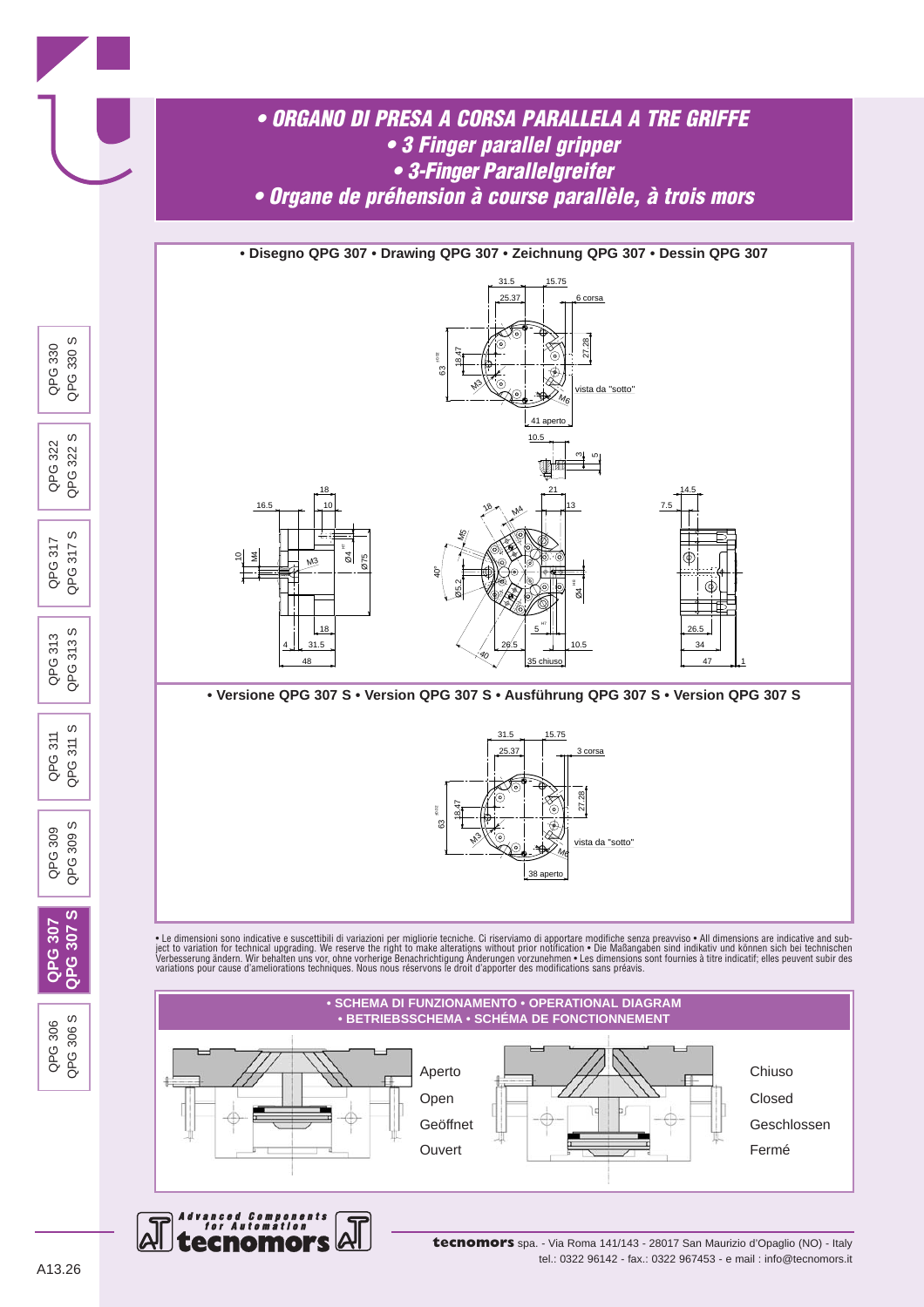# • ORGANO DI PRESA A CORSA PARALLELA A TRE GRIFFE
## • 3 Finger parallel gripper
## • 3-Finger Parallelgreifer
## • Organe de préhension à course parallèle, à trois mors

**• Disegno QPG 307 • Drawing QPG 307 • Zeichnung QPG 307 • Dessin QPG 307**

**• Versione QPG 307 S • Version QPG 307 S • Ausführung QPG 307 S • Version QPG 307 S**

• Le dimensioni sono indicative e suscettibili di variazioni per migliorie tecniche. Ci riserviamo di apportare modifiche senza preavviso • All dimensions are indicative and subject to variation for technical upgrading. We reserve the right to make alterations without prior notification • Die Maßangaben sind indikativ und können sich bei technischen Verbesserung ändern. Wir behalten uns vor, ohne vorherige Benachrichtigung Änderungen vorzunehmen • Les dimensions sont fournies à titre indicatif; elles peuvent subir des variations pour cause d'ameliorations techniques. Nous nous réservons le droit d'apporter des modifications sans préavis.

**• SCHEMA DI FUNZIONAMENTO • OPERATIONAL DIAGRAM • BETRIEBSSCHEMA • SCHÉMA DE FONCTIONNEMENT**

Aperto / Open / Geöffnet / Ouvert

Chiuso / Closed / Geschlossen / Fermé

**tecnomors** spa. - Via Roma 141/143 - 28017 San Maurizio d'Opaglio (NO) - Italy
tel.: 0322 96142 - fax.: 0322 967453 - e mail : info@tecnomors.it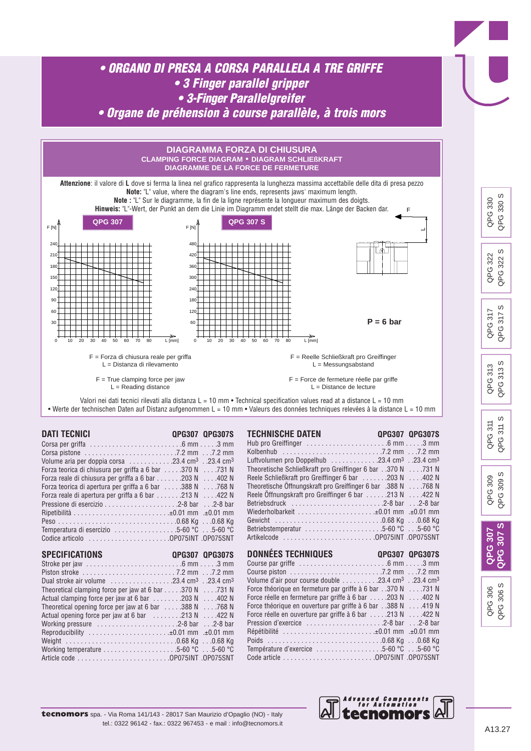# • ORGANO DI PRESA A CORSA PARALLELA A TRE GRIFFE
# • 3 Finger parallel gripper
# • 3-Finger Parallelgreifer
# • Organe de préhension à course parallèle, à trois mors

## DIAGRAMMA FORZA DI CHIUSURA
### CLAMPING FORCE DIAGRAM • DIAGRAM SCHLIEßKRAFT
### DIAGRAMME DE LA FORCE DE FERMETURE

**Attenzione**: il valore di **L** dove si ferma la linea nel grafico rappresenta la lunghezza massima accettabile delle dita di presa pezzo
**Note:** "L" value, where the diagram's line ends, represents jaws' maximum length.
**Note :** "L" Sur le diagramme, la fin de la ligne représente la longueur maximum des doigts.
**Hinweis:** "L"-Wert, der Punkt an dem die Linie im Diagramm endet stellt die max. Länge der Backen dar.

**QPG 307** | **QPG 307 S**

**P = 6 bar**

F = Forza di chiusura reale per griffa
L = Distanza di rilevamento

F = True clamping force per jaw
L = Reading distance

F = Reelle Schließkraft pro Greiffinger
L = Messungsabstand

F = Force de fermeture réelle par griffe
L = Distance de lecture

Valori nei dati tecnici rilevati alla distanza L = 10 mm • Technical specification values read at a distance L = 10 mm
• Werte der technischen Daten auf Distanz aufgenommen L = 10 mm • Valeurs des données techniques relevées à la distance L = 10 mm

## DATI TECNICI

| | QPG307 | QPG307S |
|---|---|---|
| Corsa per griffa | 6 mm | 3 mm |
| Corsa pistone | 7.2 mm | 7.2 mm |
| Volume aria per doppia corsa | 23.4 cm³ | 23.4 cm³ |
| Forza teorica di chiusura per griffa a 6 bar | 370 N | 731 N |
| Forza reale di chiusura per griffa a 6 bar | 203 N | 402 N |
| Forza teorica di apertura per griffa a 6 bar | 388 N | 768 N |
| Forza reale di apertura per griffa a 6 bar | 213 N | 422 N |
| Pressione di esercizio | 2-8 bar | 2-8 bar |
| Ripetibilità | ±0.01 mm | ±0.01 mm |
| Peso | 0.68 Kg | 0.68 Kg |
| Temperatura di esercizio | 5-60 °C | 5-60 °C |
| Codice articolo | OP075INT | OP075SNT |

## TECHNISCHE DATEN

| | QPG307 | QPG307S |
|---|---|---|
| Hub pro Greiffinger | 6 mm | 3 mm |
| Kolbenhub | 7.2 mm | 7.2 mm |
| Luftvolumen pro Doppelhub | 23.4 cm³ | 23.4 cm³ |
| Theoretische Schließkraft pro Greiffinger 6 bar | 370 N | 731 N |
| Reele Schließkraft pro Greiffinger 6 bar | 203 N | 402 N |
| Theoretische Öffnungskraft pro Greiffinger 6 bar | 388 N | 768 N |
| Reele Öffnungskraft pro Greiffinger 6 bar | 213 N | 422 N |
| Betriebsdruck | 2-8 bar | 2-8 bar |
| Wiederholbarkeit | ±0.01 mm | ±0.01 mm |
| Gewicht | 0.68 Kg | 0.68 Kg |
| Betriebstemperatur | 5-60 °C | 5-60 °C |
| Artikelcode | OP075INT | OP075SNT |

## SPECIFICATIONS

| | QPG307 | QPG307S |
|---|---|---|
| Stroke per jaw | 6 mm | 3 mm |
| Piston stroke | 7.2 mm | 7.2 mm |
| Dual stroke air volume | 23.4 cm³ | 23.4 cm³ |
| Theoretical clamping force per jaw at 6 bar | 370 N | 731 N |
| Actual clamping force per jaw at 6 bar | 203 N | 402 N |
| Theoretical opening force per jaw at 6 bar | 388 N | 768 N |
| Actual opening force per jaw at 6 bar | 213 N | 422 N |
| Working pressure | 2-8 bar | 2-8 bar |
| Reproducibility | ±0.01 mm | ±0.01 mm |
| Weight | 0.68 Kg | 0.68 Kg |
| Working temperature | 5-60 °C | 5-60 °C |
| Article code | OP075INT | OP075SNT |

## DONNÉES TECHNIQUES

| | QPG307 | QPG307S |
|---|---|---|
| Course par griffe | 6 mm | 3 mm |
| Course piston | 7.2 mm | 7.2 mm |
| Volume d'air pour course double | 23.4 cm³ | 23.4 cm³ |
| Force théorique en fermeture par griffe à 6 bar | 370 N | 731 N |
| Force réelle en fermeture par griffe à 6 bar | 203 N | 402 N |
| Force théorique en ouverture par griffe à 6 bar | 388 N | 768 N |
| Force réelle en ouverture par griffe à 6 bar | 213 N | 422 N |
| Pression d'exercice | 2-8 bar | 2-8 bar |
| Répétibilité | ±0.01 mm | ±0.01 mm |
| Poids | 0.68 Kg | 0.68 Kg |
| Température d'exercice | 5-60 °C | 5-60 °C |
| Code article | OP075INT | OP075SNT |

**tecnomors** spa. - Via Roma 141/143 - 28017 San Maurizio d'Opaglio (NO) - Italy
tel.: 0322 96142 - fax.: 0322 967453 - e mail : info@tecnomors.it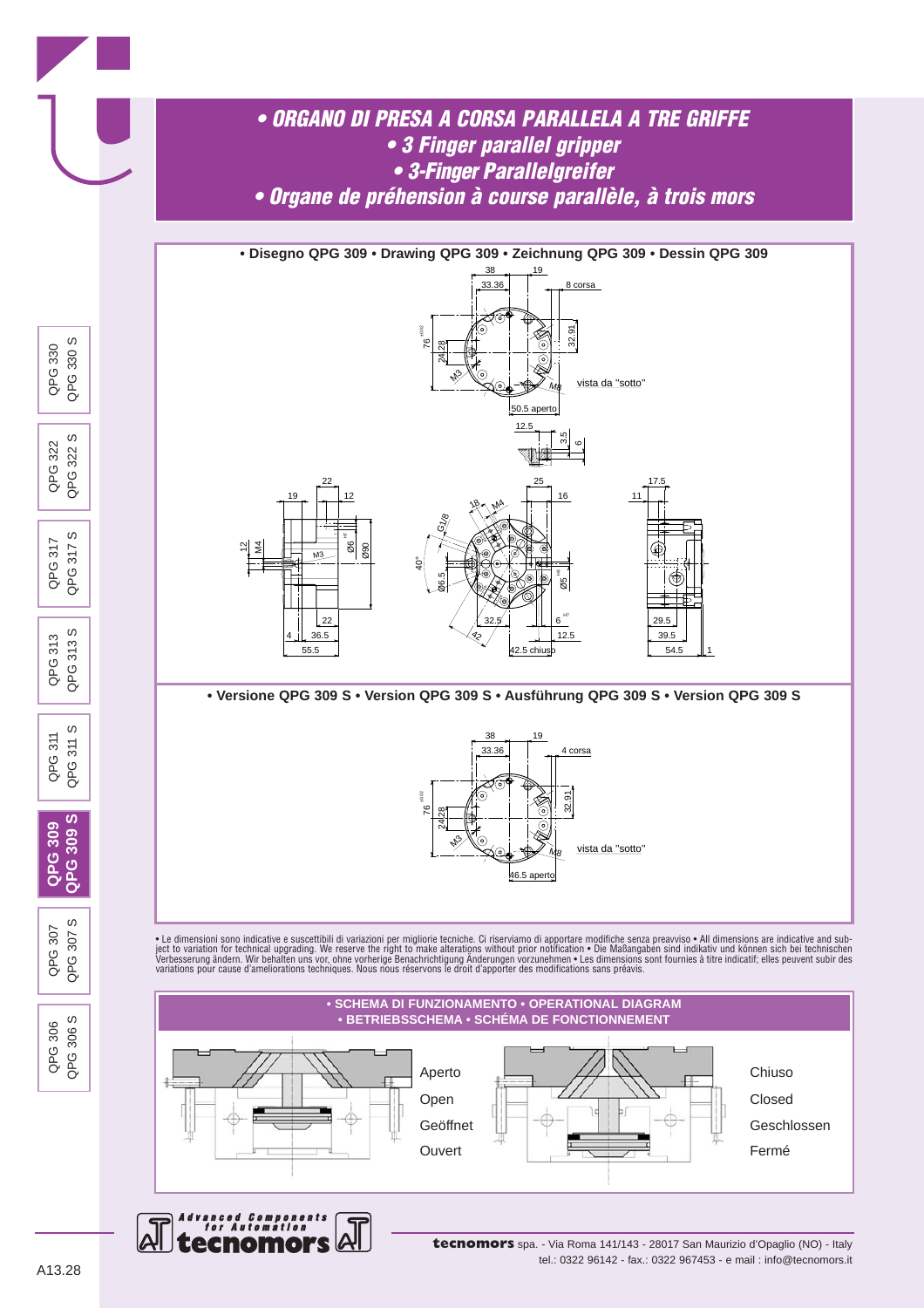# • ORGANO DI PRESA A CORSA PARALLELA A TRE GRIFFE
# • 3 Finger parallel gripper
# • 3-Finger Parallelgreifer
# • Organe de préhension à course parallèle, à trois mors

## • Disegno QPG 309 • Drawing QPG 309 • Zeichnung QPG 309 • Dessin QPG 309

## • Versione QPG 309 S • Version QPG 309 S • Ausführung QPG 309 S • Version QPG 309 S

• Le dimensioni sono indicative e suscettibili di variazioni per migliorie tecniche. Ci riserviamo di apportare modifiche senza preavviso • All dimensions are indicative and subject to variation for technical upgrading. We reserve the right to make alterations without prior notification • Die Maßangaben sind indikativ und können sich bei technischen Verbesserung ändern. Wir behalten uns vor, ohne vorherige Benachrichtigung Änderungen vorzunehmen • Les dimensions sont fournies à titre indicatif; elles peuvent subir des variations pour cause d'ameliorations techniques. Nous nous réservons le droit d'apporter des modifications sans préavis.

## • SCHEMA DI FUNZIONAMENTO • OPERATIONAL DIAGRAM • BETRIEBSSCHEMA • SCHÉMA DE FONCTIONNEMENT

Aperto / Open / Geöffnet / Ouvert

Chiuso / Closed / Geschlossen / Fermé

**tecnomors** spa. - Via Roma 141/143 - 28017 San Maurizio d'Opaglio (NO) - Italy
tel.: 0322 96142 - fax.: 0322 967453 - e mail : info@tecnomors.it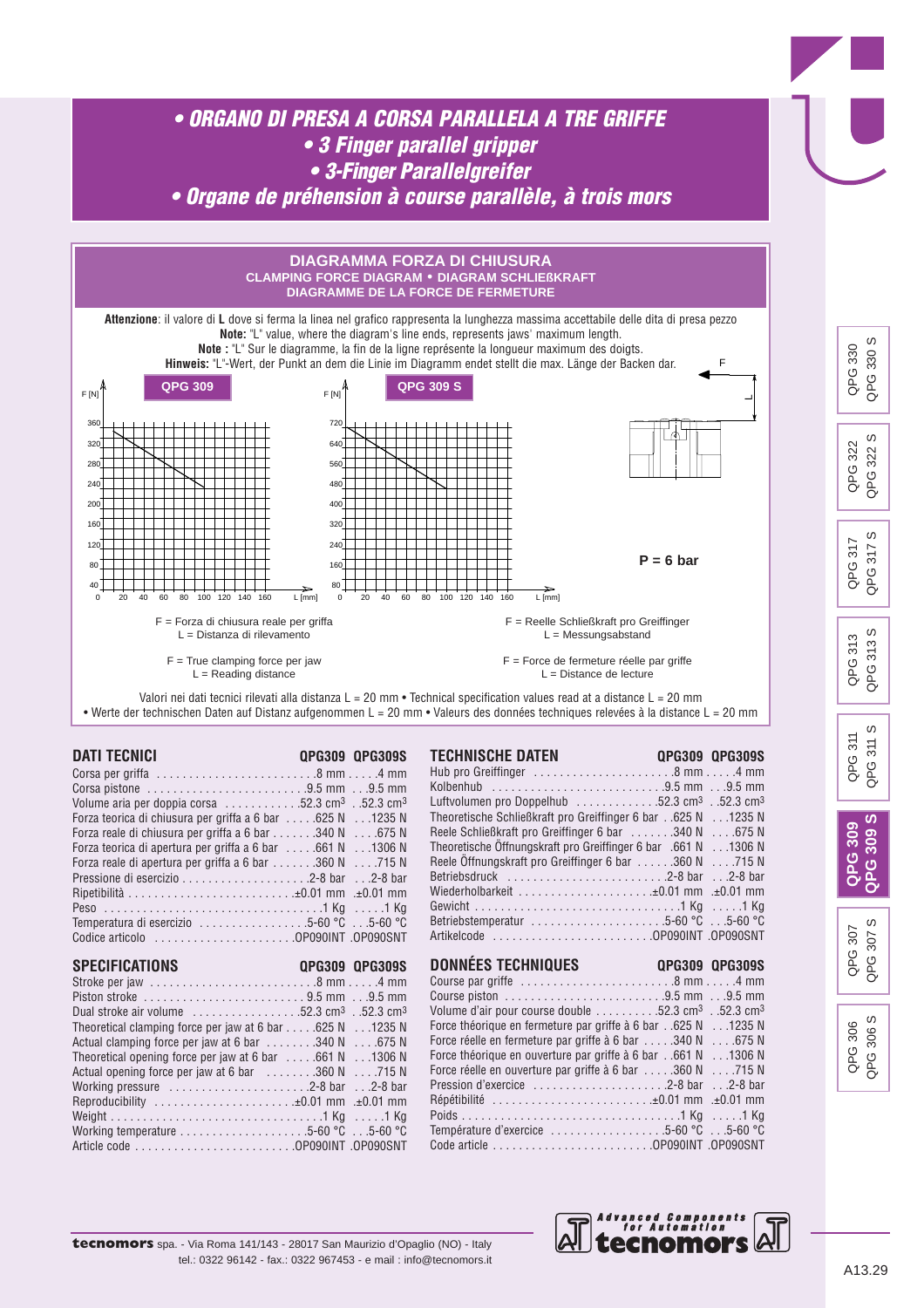# • ORGANO DI PRESA A CORSA PARALLELA A TRE GRIFFE
# • 3 Finger parallel gripper
# • 3-Finger Parallelgreifer
# • Organe de préhension à course parallèle, à trois mors

## DIAGRAMMA FORZA DI CHIUSURA
### CLAMPING FORCE DIAGRAM • DIAGRAM SCHLIEßKRAFT
### DIAGRAMME DE LA FORCE DE FERMETURE

**Attenzione**: il valore di **L** dove si ferma la linea nel grafico rappresenta la lunghezza massima accettabile delle dita di presa pezzo
**Note:** "L" value, where the diagram's line ends, represents jaws' maximum length.
**Note :** "L" Sur le diagramme, la fin de la ligne représente la longueur maximum des doigts.
**Hinweis:** "L"-Wert, der Punkt an dem die Linie im Diagramm endet stellt die max. Länge der Backen dar.

**QPG 309** — F [N] (40–360) vs L [mm] (0–160)

**QPG 309 S** — F [N] (80–720) vs L [mm] (0–160)

**P = 6 bar**

F = Forza di chiusura reale per griffa
L = Distanza di rilevamento

F = Reelle Schließkraft pro Greiffinger
L = Messungsabstand

F = True clamping force per jaw
L = Reading distance

F = Force de fermeture réelle par griffe
L = Distance de lecture

Valori nei dati tecnici rilevati alla distanza L = 20 mm • Technical specification values read at a distance L = 20 mm
• Werte der technischen Daten auf Distanz aufgenommen L = 20 mm • Valeurs des données techniques relevées à la distance L = 20 mm

## DATI TECNICI

| | QPG309 | QPG309S |
|---|---|---|
| Corsa per griffa | 8 mm | 4 mm |
| Corsa pistone | 9.5 mm | 9.5 mm |
| Volume aria per doppia corsa | 52.3 cm³ | 52.3 cm³ |
| Forza teorica di chiusura per griffa a 6 bar | 625 N | 1235 N |
| Forza reale di chiusura per griffa a 6 bar | 340 N | 675 N |
| Forza teorica di apertura per griffa a 6 bar | 661 N | 1306 N |
| Forza reale di apertura per griffa a 6 bar | 360 N | 715 N |
| Pressione di esercizio | 2-8 bar | 2-8 bar |
| Ripetibilità | ±0.01 mm | ±0.01 mm |
| Peso | 1 Kg | 1 Kg |
| Temperatura di esercizio | 5-60 °C | 5-60 °C |
| Codice articolo | OP090INT | OP090SNT |

## SPECIFICATIONS

| | QPG309 | QPG309S |
|---|---|---|
| Stroke per jaw | 8 mm | 4 mm |
| Piston stroke | 9.5 mm | 9.5 mm |
| Dual stroke air volume | 52.3 cm³ | 52.3 cm³ |
| Theoretical clamping force per jaw at 6 bar | 625 N | 1235 N |
| Actual clamping force per jaw at 6 bar | 340 N | 675 N |
| Theoretical opening force per jaw at 6 bar | 661 N | 1306 N |
| Actual opening force per jaw at 6 bar | 360 N | 715 N |
| Working pressure | 2-8 bar | 2-8 bar |
| Reproducibility | ±0.01 mm | ±0.01 mm |
| Weight | 1 Kg | 1 Kg |
| Working temperature | 5-60 °C | 5-60 °C |
| Article code | OP090INT | OP090SNT |

## TECHNISCHE DATEN

| | QPG309 | QPG309S |
|---|---|---|
| Hub pro Greiffinger | 8 mm | 4 mm |
| Kolbenhub | 9.5 mm | 9.5 mm |
| Luftvolumen pro Doppelhub | 52.3 cm³ | 52.3 cm³ |
| Theoretische Schließkraft pro Greiffinger 6 bar | 625 N | 1235 N |
| Reele Schließkraft pro Greiffinger 6 bar | 340 N | 675 N |
| Theoretische Öffnungskraft pro Greiffinger 6 bar | 661 N | 1306 N |
| Reele Öffnungskraft pro Greiffinger 6 bar | 360 N | 715 N |
| Betriebsdruck | 2-8 bar | 2-8 bar |
| Wiederholbarkeit | ±0.01 mm | ±0.01 mm |
| Gewicht | 1 Kg | 1 Kg |
| Betriebstemperatur | 5-60 °C | 5-60 °C |
| Artikelcode | OP090INT | OP090SNT |

## DONNÉES TECHNIQUES

| | QPG309 | QPG309S |
|---|---|---|
| Course par griffe | 8 mm | 4 mm |
| Course piston | 9.5 mm | 9.5 mm |
| Volume d'air pour course double | 52.3 cm³ | 52.3 cm³ |
| Force théorique en fermeture par griffe à 6 bar | 625 N | 1235 N |
| Force réelle en fermeture par griffe à 6 bar | 340 N | 675 N |
| Force théorique en ouverture par griffe à 6 bar | 661 N | 1306 N |
| Force réelle en ouverture par griffe à 6 bar | 360 N | 715 N |
| Pression d'exercice | 2-8 bar | 2-8 bar |
| Répétibilité | ±0.01 mm | ±0.01 mm |
| Poids | 1 Kg | 1 Kg |
| Température d'exercice | 5-60 °C | 5-60 °C |
| Code article | OP090INT | OP090SNT |

**tecnomors** spa. - Via Roma 141/143 - 28017 San Maurizio d'Opaglio (NO) - Italy
tel.: 0322 96142 - fax.: 0322 967453 - e mail : info@tecnomors.it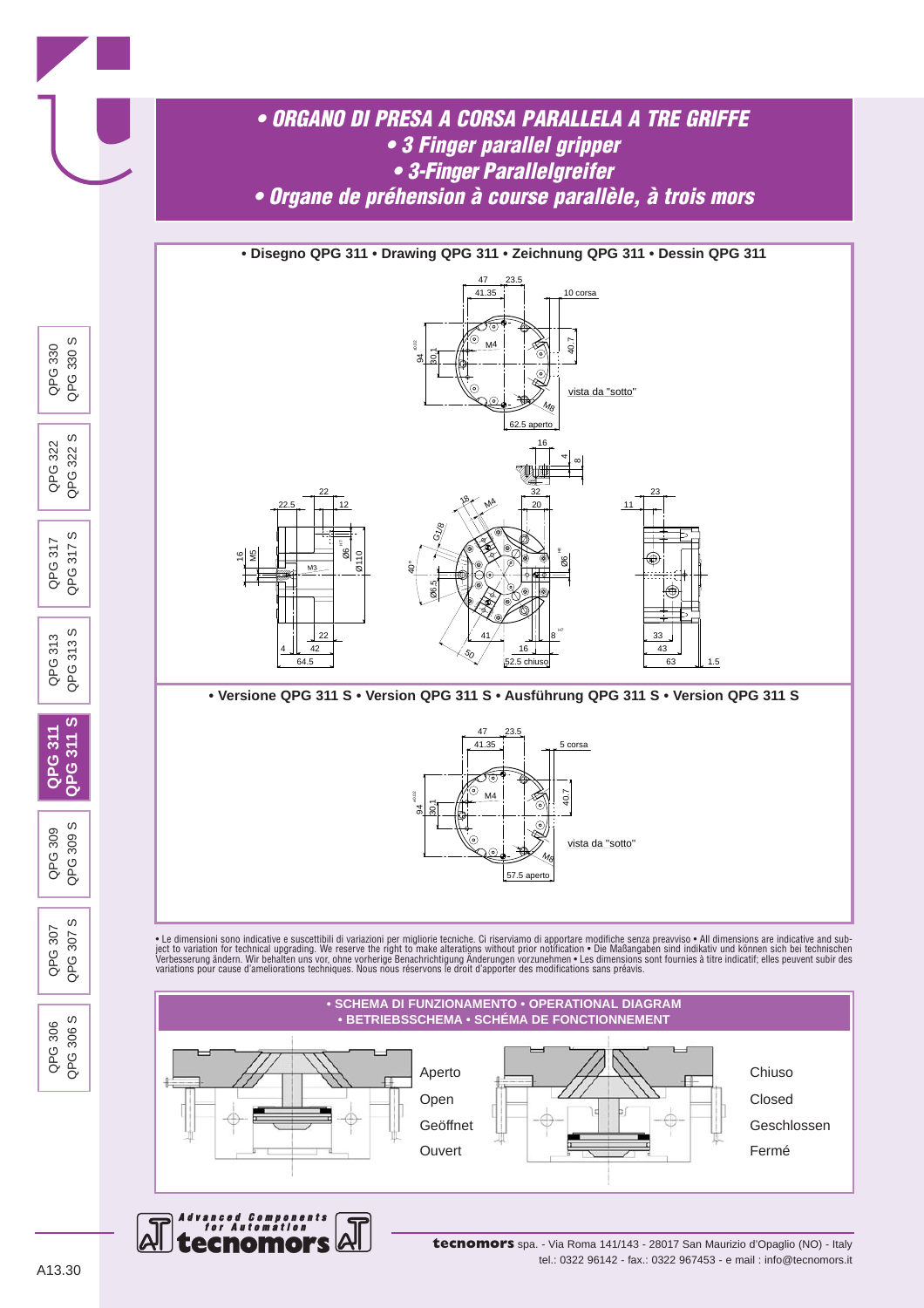# • ORGANO DI PRESA A CORSA PARALLELA A TRE GRIFFE
# • 3 Finger parallel gripper
# • 3-Finger Parallelgreifer
# • Organe de préhension à course parallèle, à trois mors

## • Disegno QPG 311 • Drawing QPG 311 • Zeichnung QPG 311 • Dessin QPG 311

47 — 23.5 — 41.35 — 10 corsa — M4 — 94 — 30.1 — 40.7 — vista da "sotto" — M8 — 62.5 aperto

16 — 4 — 8

22 — 22.5 — 12 — 16 — M5 — M3 — Ø6 — Ø110 — 22 — 4 — 42 — 64.5

18 — M4 — G1/8 — 32 — 20 — 40° — Ø6.5 — Ø6 — 41 — 8 — 50 — 16 — 52.5 chiuso

23 — 11 — 33 — 43 — 63 — 1.5

## • Versione QPG 311 S • Version QPG 311 S • Ausführung QPG 311 S • Version QPG 311 S

47 — 23.5 — 41.35 — 5 corsa — M4 — 94 — 30.1 — 40.7 — vista da "sotto" — M8 — 57.5 aperto

• Le dimensioni sono indicative e suscettibili di variazioni per migliorie tecniche. Ci riserviamo di apportare modifiche senza preavviso • All dimensions are indicative and subject to variation for technical upgrading. We reserve the right to make alterations without prior notification • Die Maßangaben sind indikativ und können sich bei technischen Verbesserung ändern. Wir behalten uns vor, ohne vorherige Benachrichtigung Änderungen vorzunehmen • Les dimensions sont fournies à titre indicatif; elles peuvent subir des variations pour cause d'ameliorations techniques. Nous nous réservons le droit d'apporter des modifications sans préavis.

## • SCHEMA DI FUNZIONAMENTO • OPERATIONAL DIAGRAM • BETRIEBSSCHEMA • SCHÉMA DE FONCTIONNEMENT

Aperto
Open
Geöffnet
Ouvert

Chiuso
Closed
Geschlossen
Fermé

QPG 330 / QPG 330 S — QPG 322 / QPG 322 S — QPG 317 / QPG 317 S — QPG 313 / QPG 313 S — **QPG 311 / QPG 311 S** — QPG 309 / QPG 309 S — QPG 307 / QPG 307 S — QPG 306 / QPG 306 S

Advanced Components for Automation — tecnomors

**tecnomors** spa. - Via Roma 141/143 - 28017 San Maurizio d'Opaglio (NO) - Italy
tel.: 0322 96142 - fax.: 0322 967453 - e mail : info@tecnomors.it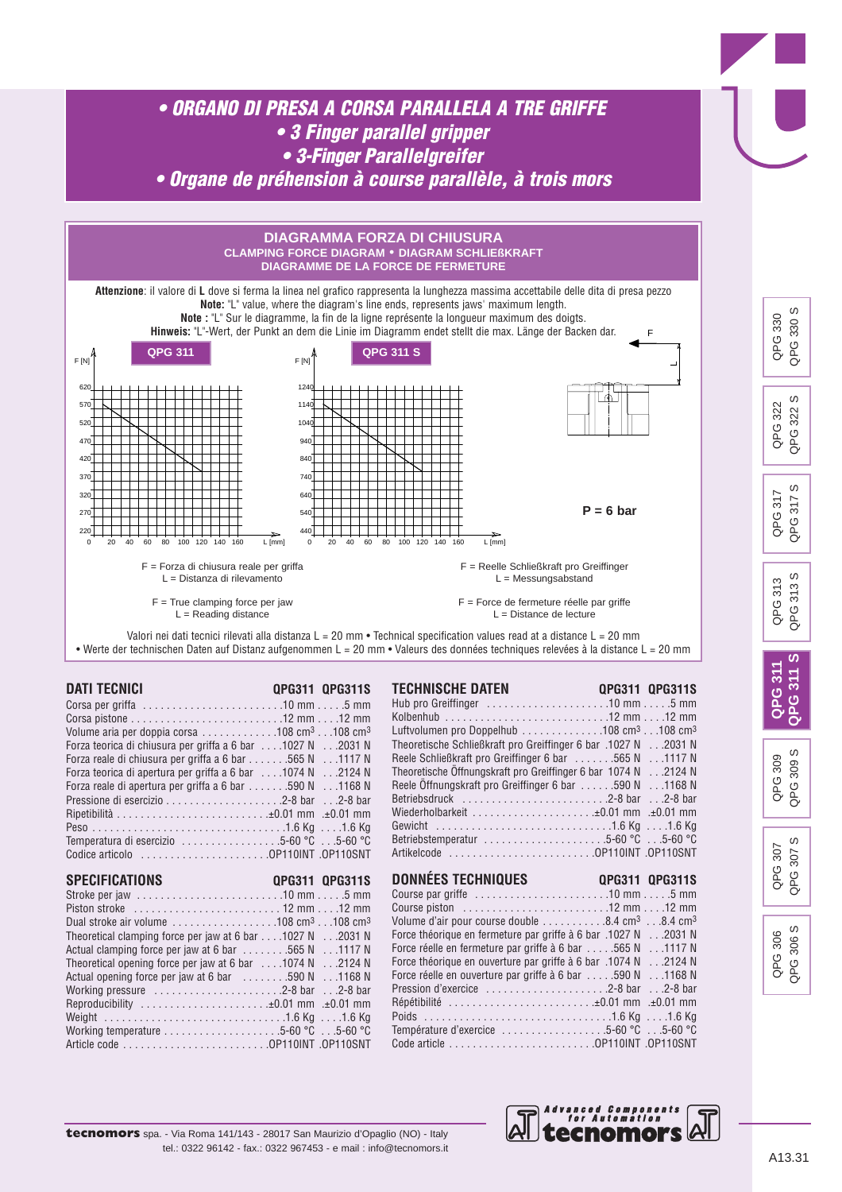# • ORGANO DI PRESA A CORSA PARALLELA A TRE GRIFFE
# • 3 Finger parallel gripper
# • 3-Finger Parallelgreifer
# • Organe de préhension à course parallèle, à trois mors

## DIAGRAMMA FORZA DI CHIUSURA
### CLAMPING FORCE DIAGRAM • DIAGRAM SCHLIEßKRAFT
### DIAGRAMME DE LA FORCE DE FERMETURE

**Attenzione**: il valore di **L** dove si ferma la linea nel grafico rappresenta la lunghezza massima accettabile delle dita di presa pezzo
**Note:** "L" value, where the diagram's line ends, represents jaws' maximum length.
**Note :** "L" Sur le diagramme, la fin de la ligne représente la longueur maximum des doigts.
**Hinweis:** "L"-Wert, der Punkt an dem die Linie im Diagramm endet stellt die max. Länge der Backen dar.

**QPG 311** — F [N] (220–620) vs L [mm] (0–160)

**QPG 311 S** — F [N] (440–1240) vs L [mm] (0–160)

**P = 6 bar**

F = Forza di chiusura reale per griffa
L = Distanza di rilevamento

F = True clamping force per jaw
L = Reading distance

F = Reelle Schließkraft pro Greiffinger
L = Messungsabstand

F = Force de fermeture réelle par griffe
L = Distance de lecture

Valori nei dati tecnici rilevati alla distanza L = 20 mm • Technical specification values read at a distance L = 20 mm
• Werte der technischen Daten auf Distanz aufgenommen L = 20 mm • Valeurs des données techniques relevées à la distance L = 20 mm

## DATI TECNICI

| | QPG311 | QPG311S |
|---|---|---|
| Corsa per griffa | 10 mm | 5 mm |
| Corsa pistone | 12 mm | 12 mm |
| Volume aria per doppia corsa | 108 cm³ | 108 cm³ |
| Forza teorica di chiusura per griffa a 6 bar | 1027 N | 2031 N |
| Forza reale di chiusura per griffa a 6 bar | 565 N | 1117 N |
| Forza teorica di apertura per griffa a 6 bar | 1074 N | 2124 N |
| Forza reale di apertura per griffa a 6 bar | 590 N | 1168 N |
| Pressione di esercizio | 2-8 bar | 2-8 bar |
| Ripetibilità | ±0.01 mm | ±0.01 mm |
| Peso | 1.6 Kg | 1.6 Kg |
| Temperatura di esercizio | 5-60 °C | 5-60 °C |
| Codice articolo | OP110INT | OP110SNT |

## SPECIFICATIONS

| | QPG311 | QPG311S |
|---|---|---|
| Stroke per jaw | 10 mm | 5 mm |
| Piston stroke | 12 mm | 12 mm |
| Dual stroke air volume | 108 cm³ | 108 cm³ |
| Theoretical clamping force per jaw at 6 bar | 1027 N | 2031 N |
| Actual clamping force per jaw at 6 bar | 565 N | 1117 N |
| Theoretical opening force per jaw at 6 bar | 1074 N | 2124 N |
| Actual opening force per jaw at 6 bar | 590 N | 1168 N |
| Working pressure | 2-8 bar | 2-8 bar |
| Reproducibility | ±0.01 mm | ±0.01 mm |
| Weight | 1.6 Kg | 1.6 Kg |
| Working temperature | 5-60 °C | 5-60 °C |
| Article code | OP110INT | OP110SNT |

## TECHNISCHE DATEN

| | QPG311 | QPG311S |
|---|---|---|
| Hub pro Greiffinger | 10 mm | 5 mm |
| Kolbenhub | 12 mm | 12 mm |
| Luftvolumen pro Doppelhub | 108 cm³ | 108 cm³ |
| Theoretische Schließkraft pro Greiffinger 6 bar | 1027 N | 2031 N |
| Reele Schließkraft pro Greiffinger 6 bar | 565 N | 1117 N |
| Theoretische Öffnungskraft pro Greiffinger 6 bar | 1074 N | 2124 N |
| Reele Öffnungskraft pro Greiffinger 6 bar | 590 N | 1168 N |
| Betriebsdruck | 2-8 bar | 2-8 bar |
| Wiederholbarkeit | ±0.01 mm | ±0.01 mm |
| Gewicht | 1.6 Kg | 1.6 Kg |
| Betriebstemperatur | 5-60 °C | 5-60 °C |
| Artikelcode | OP110INT | OP110SNT |

## DONNÉES TECHNIQUES

| | QPG311 | QPG311S |
|---|---|---|
| Course par griffe | 10 mm | 5 mm |
| Course piston | 12 mm | 12 mm |
| Volume d'air pour course double | 8.4 cm³ | 8.4 cm³ |
| Force théorique en fermeture par griffe à 6 bar | 1027 N | 2031 N |
| Force réelle en fermeture par griffe à 6 bar | 565 N | 1117 N |
| Force théorique en ouverture par griffe à 6 bar | 1074 N | 2124 N |
| Force réelle en ouverture par griffe à 6 bar | 590 N | 1168 N |
| Pression d'exercice | 2-8 bar | 2-8 bar |
| Répétibilité | ±0.01 mm | ±0.01 mm |
| Poids | 1.6 Kg | 1.6 Kg |
| Température d'exercice | 5-60 °C | 5-60 °C |
| Code article | OP110INT | OP110SNT |

**tecnomors** spa. - Via Roma 141/143 - 28017 San Maurizio d'Opaglio (NO) - Italy
tel.: 0322 96142 - fax.: 0322 967453 - e mail : info@tecnomors.it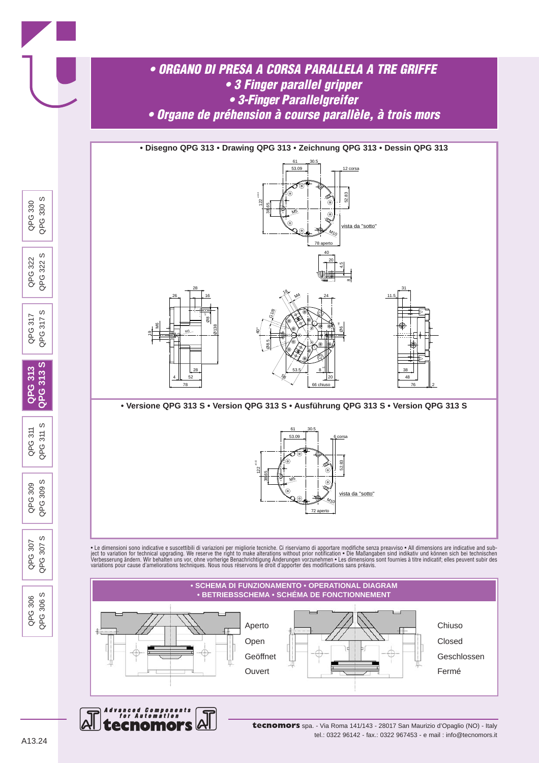# • ORGANO DI PRESA A CORSA PARALLELA A TRE GRIFFE
# • 3 Finger parallel gripper
# • 3-Finger Parallelgreifer
# • Organe de préhension à course parallèle, à trois mors

**• Disegno QPG 313 • Drawing QPG 313 • Zeichnung QPG 313 • Dessin QPG 313**

**• Versione QPG 313 S • Version QPG 313 S • Ausführung QPG 313 S • Version QPG 313 S**

• Le dimensioni sono indicative e suscettibili di variazioni per migliorie tecniche. Ci riserviamo di apportare modifiche senza preavviso • All dimensions are indicative and subject to variation for technical upgrading. We reserve the right to make alterations without prior notification • Die Maßangaben sind indikativ und können sich bei technischen Verbesserung ändern. Wir behalten uns vor, ohne vorherige Benachrichtigung Änderungen vorzunehmen • Les dimensions sont fournies à titre indicatif; elles peuvent subir des variations pour cause d'ameliorations techniques. Nous nous réservons le droit d'apporter des modifications sans préavis.

**• SCHEMA DI FUNZIONAMENTO • OPERATIONAL DIAGRAM**
**• BETRIEBSSCHEMA • SCHÉMA DE FONCTIONNEMENT**

Aperto
Open
Geöffnet
Ouvert

Chiuso
Closed
Geschlossen
Fermé

**tecnomors** spa. - Via Roma 141/143 - 28017 San Maurizio d'Opaglio (NO) - Italy
tel.: 0322 96142 - fax.: 0322 967453 - e mail : info@tecnomors.it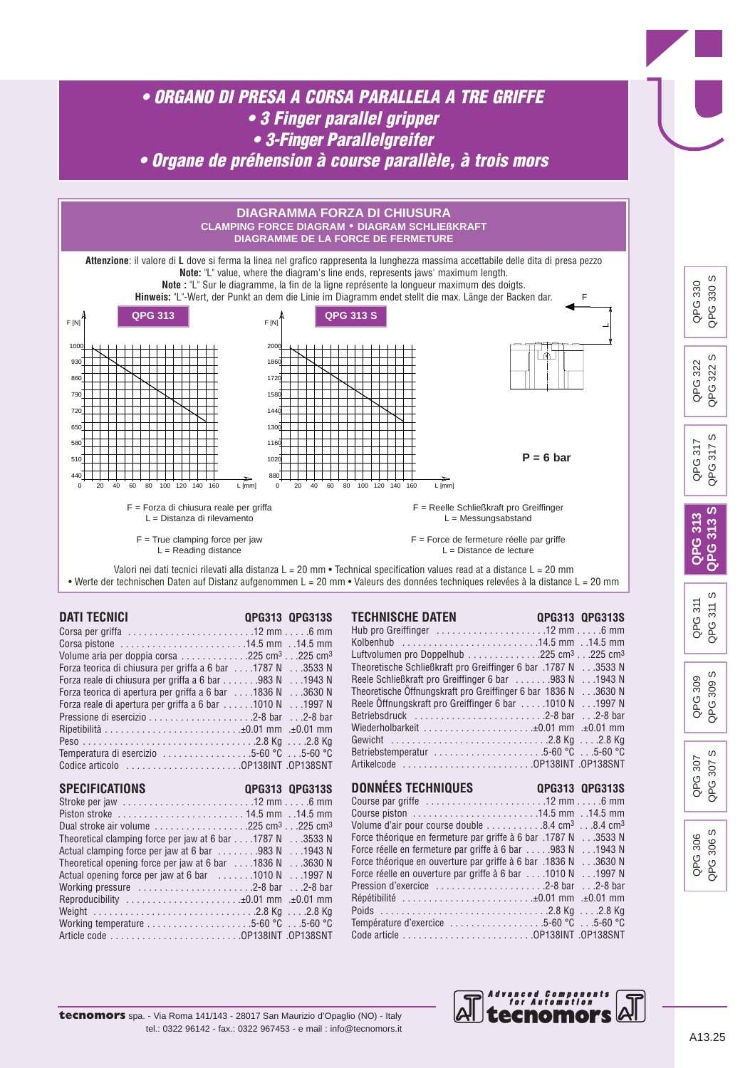# • ORGANO DI PRESA A CORSA PARALLELA A TRE GRIFFE
# • 3 Finger parallel gripper
# • 3-Finger Parallelgreifer
# • Organe de préhension à course parallèle, à trois mors

## DIAGRAMMA FORZA DI CHIUSURA
### CLAMPING FORCE DIAGRAM • DIAGRAM SCHLIEẞKRAFT
### DIAGRAMME DE LA FORCE DE FERMETURE

**Attenzione**: il valore di **L** dove si ferma la linea nel grafico rappresenta la lunghezza massima accettabile delle dita di presa pezzo
**Note:** "L" value, where the diagram's line ends, represents jaws' maximum length.
**Note :** "L" Sur le diagramme, la fin de la ligne représente la longueur maximum des doigts.
**Hinweis:** "L"-Wert, der Punkt an dem die Linie im Diagramm endet stellt die max. Länge der Backen dar.

**QPG 313** — F [N]: 440, 510, 580, 650, 720, 790, 860, 930, 1000; L [mm]: 0, 20, 40, 60, 80, 100, 120, 140, 160

**QPG 313 S** — F [N]: 880, 1020, 1160, 1300, 1440, 1580, 1720, 1860, 2000; L [mm]: 0, 20, 40, 60, 80, 100, 120, 140, 160

**P = 6 bar**

F = Forza di chiusura reale per griffa
L = Distanza di rilevamento

F = True clamping force per jaw
L = Reading distance

F = Reelle Schließkraft pro Greiffinger
L = Messungsabstand

F = Force de fermeture réelle par griffe
L = Distance de lecture

Valori nei dati tecnici rilevati alla distanza L = 20 mm • Technical specification values read at a distance L = 20 mm
• Werte der technischen Daten auf Distanz aufgenommen L = 20 mm • Valeurs des données techniques relevées à la distance L = 20 mm

## DATI TECNICI

| | QPG313 | QPG313S |
|---|---|---|
| Corsa per griffa | 12 mm | 6 mm |
| Corsa pistone | 14.5 mm | 14.5 mm |
| Volume aria per doppia corsa | 225 cm³ | 225 cm³ |
| Forza teorica di chiusura per griffa a 6 bar | 1787 N | 3533 N |
| Forza reale di chiusura per griffa a 6 bar | 983 N | 1943 N |
| Forza teorica di apertura per griffa a 6 bar | 1836 N | 3630 N |
| Forza reale di apertura per griffa a 6 bar | 1010 N | 1997 N |
| Pressione di esercizio | 2-8 bar | 2-8 bar |
| Ripetibilità | ±0.01 mm | ±0.01 mm |
| Peso | 2.8 Kg | 2.8 Kg |
| Temperatura di esercizio | 5-60 °C | 5-60 °C |
| Codice articolo | OP138INT | OP138SNT |

## SPECIFICATIONS

| | QPG313 | QPG313S |
|---|---|---|
| Stroke per jaw | 12 mm | 6 mm |
| Piston stroke | 14.5 mm | 14.5 mm |
| Dual stroke air volume | 225 cm³ | 225 cm³ |
| Theoretical clamping force per jaw at 6 bar | 1787 N | 3533 N |
| Actual clamping force per jaw at 6 bar | 983 N | 1943 N |
| Theoretical opening force per jaw at 6 bar | 1836 N | 3630 N |
| Actual opening force per jaw at 6 bar | 1010 N | 1997 N |
| Working pressure | 2-8 bar | 2-8 bar |
| Reproducibility | ±0.01 mm | ±0.01 mm |
| Weight | 2.8 Kg | 2.8 Kg |
| Working temperature | 5-60 °C | 5-60 °C |
| Article code | OP138INT | OP138SNT |

## TECHNISCHE DATEN

| | QPG313 | QPG313S |
|---|---|---|
| Hub pro Greiffinger | 12 mm | 6 mm |
| Kolbenhub | 14.5 mm | 14.5 mm |
| Luftvolumen pro Doppelhub | 225 cm³ | 225 cm³ |
| Theoretische Schließkraft pro Greiffinger 6 bar | 1787 N | 3533 N |
| Reele Schließkraft pro Greiffinger 6 bar | 983 N | 1943 N |
| Theoretische Öffnungskraft pro Greiffinger 6 bar | 1836 N | 3630 N |
| Reele Öffnungskraft pro Greiffinger 6 bar | 1010 N | 1997 N |
| Betriebsdruck | 2-8 bar | 2-8 bar |
| Wiederholbarkeit | ±0.01 mm | ±0.01 mm |
| Gewicht | 2.8 Kg | 2.8 Kg |
| Betriebstemperatur | 5-60 °C | 5-60 °C |
| Artikelcode | OP138INT | OP138SNT |

## DONNÉES TECHNIQUES

| | QPG313 | QPG313S |
|---|---|---|
| Course par griffe | 12 mm | 6 mm |
| Course piston | 14.5 mm | 14.5 mm |
| Volume d'air pour course double | 8.4 cm³ | 8.4 cm³ |
| Force théorique en fermeture par griffe à 6 bar | 1787 N | 3533 N |
| Force réelle en fermeture par griffe à 6 bar | 983 N | 1943 N |
| Force théorique en ouverture par griffe à 6 bar | 1836 N | 3630 N |
| Force réelle en ouverture par griffe à 6 bar | 1010 N | 1997 N |
| Pression d'exercice | 2-8 bar | 2-8 bar |
| Répétibilité | ±0.01 mm | ±0.01 mm |
| Poids | 2.8 Kg | 2.8 Kg |
| Température d'exercice | 5-60 °C | 5-60 °C |
| Code article | OP138INT | OP138SNT |

**tecnomors** spa. - Via Roma 141/143 - 28017 San Maurizio d'Opaglio (NO) - Italy
tel.: 0322 96142 - fax.: 0322 967453 - e mail : info@tecnomors.it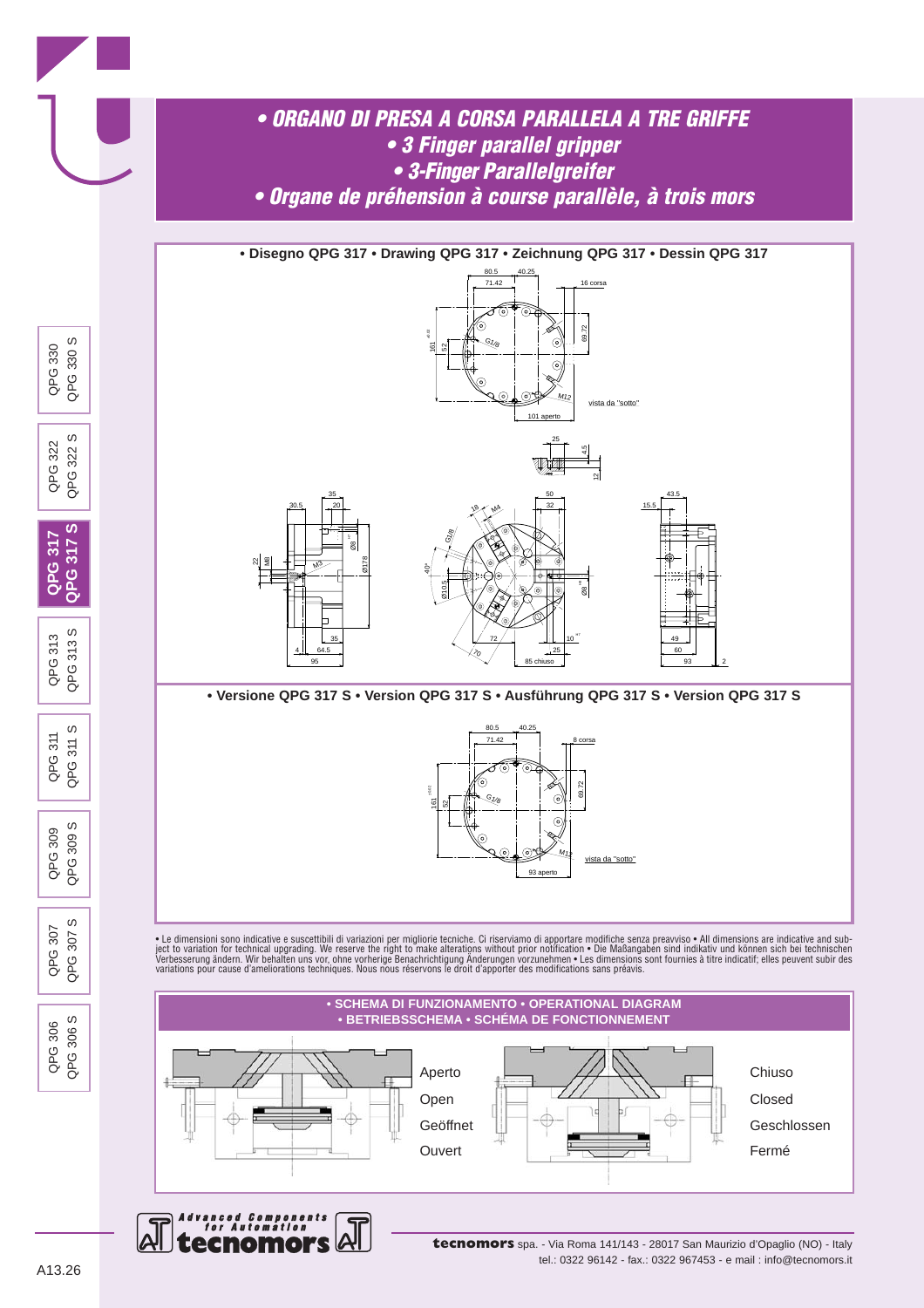# • ORGANO DI PRESA A CORSA PARALLELA A TRE GRIFFE
# • 3 Finger parallel gripper
# • 3-Finger Parallelgreifer
# • Organe de préhension à course parallèle, à trois mors

## • Disegno QPG 317 • Drawing QPG 317 • Zeichnung QPG 317 • Dessin QPG 317

## • Versione QPG 317 S • Version QPG 317 S • Ausführung QPG 317 S • Version QPG 317 S

• Le dimensioni sono indicative e suscettibili di variazioni per migliorie tecniche. Ci riserviamo di apportare modifiche senza preavviso • All dimensions are indicative and subject to variation for technical upgrading. We reserve the right to make alterations without prior notification • Die Maßangaben sind indikativ und können sich bei technischen Verbesserung ändern. Wir behalten uns vor, ohne vorherige Benachrichtigung Änderungen vorzunehmen • Les dimensions sont fournies à titre indicatif; elles peuvent subir des variations pour cause d'ameliorations techniques. Nous nous réservons le droit d'apporter des modifications sans préavis.

## • SCHEMA DI FUNZIONAMENTO • OPERATIONAL DIAGRAM • BETRIEBSSCHEMA • SCHÉMA DE FONCTIONNEMENT

Aperto
Open
Geöffnet
Ouvert

Chiuso
Closed
Geschlossen
Fermé

**tecnomors** spa. - Via Roma 141/143 - 28017 San Maurizio d'Opaglio (NO) - Italy
tel.: 0322 96142 - fax.: 0322 967453 - e mail : info@tecnomors.it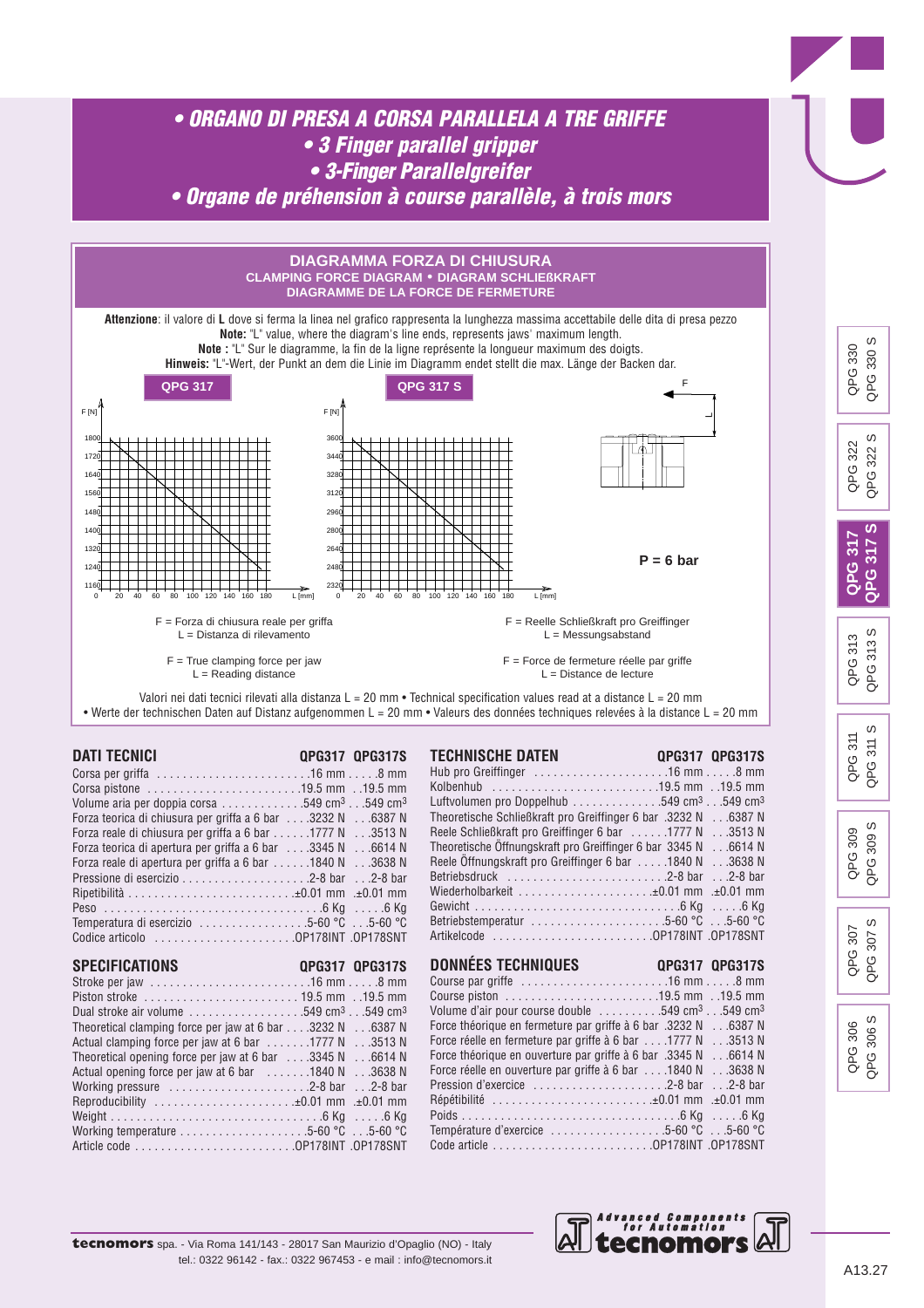# • ORGANO DI PRESA A CORSA PARALLELA A TRE GRIFFE
# • 3 Finger parallel gripper
# • 3-Finger Parallelgreifer
# • Organe de préhension à course parallèle, à trois mors

## DIAGRAMMA FORZA DI CHIUSURA
### CLAMPING FORCE DIAGRAM • DIAGRAM SCHLIEßKRAFT
### DIAGRAMME DE LA FORCE DE FERMETURE

**Attenzione**: il valore di **L** dove si ferma la linea nel grafico rappresenta la lunghezza massima accettabile delle dita di presa pezzo
**Note:** "L" value, where the diagram's line ends, represents jaws' maximum length.
**Note :** "L" Sur le diagramme, la fin de la ligne représente la longueur maximum des doigts.
**Hinweis:** "L"-Wert, der Punkt an dem die Linie im Diagramm endet stellt die max. Länge der Backen dar.

**QPG 317** — F [N] (1160–1800) vs L [mm] (0–180)

**QPG 317 S** — F [N] (2320–3600) vs L [mm] (0–180)

P = 6 bar

F = Forza di chiusura reale per griffa
L = Distanza di rilevamento

F = True clamping force per jaw
L = Reading distance

F = Reelle Schließkraft pro Greiffinger
L = Messungsabstand

F = Force de fermeture réelle par griffe
L = Distance de lecture

Valori nei dati tecnici rilevati alla distanza L = 20 mm • Technical specification values read at a distance L = 20 mm
• Werte der technischen Daten auf Distanz aufgenommen L = 20 mm • Valeurs des données techniques relevées à la distance L = 20 mm

## DATI TECNICI

| | QPG317 | QPG317S |
|---|---|---|
| Corsa per griffa | 16 mm | 8 mm |
| Corsa pistone | 19.5 mm | 19.5 mm |
| Volume aria per doppia corsa | 549 cm³ | 549 cm³ |
| Forza teorica di chiusura per griffa a 6 bar | 3232 N | 6387 N |
| Forza reale di chiusura per griffa a 6 bar | 1777 N | 3513 N |
| Forza teorica di apertura per griffa a 6 bar | 3345 N | 6614 N |
| Forza reale di apertura per griffa a 6 bar | 1840 N | 3638 N |
| Pressione di esercizio | 2-8 bar | 2-8 bar |
| Ripetibilità | ±0.01 mm | ±0.01 mm |
| Peso | 6 Kg | 6 Kg |
| Temperatura di esercizio | 5-60 °C | 5-60 °C |
| Codice articolo | OP178INT | OP178SNT |

## SPECIFICATIONS

| | QPG317 | QPG317S |
|---|---|---|
| Stroke per jaw | 16 mm | 8 mm |
| Piston stroke | 19.5 mm | 19.5 mm |
| Dual stroke air volume | 549 cm³ | 549 cm³ |
| Theoretical clamping force per jaw at 6 bar | 3232 N | 6387 N |
| Actual clamping force per jaw at 6 bar | 1777 N | 3513 N |
| Theoretical opening force per jaw at 6 bar | 3345 N | 6614 N |
| Actual opening force per jaw at 6 bar | 1840 N | 3638 N |
| Working pressure | 2-8 bar | 2-8 bar |
| Reproducibility | ±0.01 mm | ±0.01 mm |
| Weight | 6 Kg | 6 Kg |
| Working temperature | 5-60 °C | 5-60 °C |
| Article code | OP178INT | OP178SNT |

## TECHNISCHE DATEN

| | QPG317 | QPG317S |
|---|---|---|
| Hub pro Greiffinger | 16 mm | 8 mm |
| Kolbenhub | 19.5 mm | 19.5 mm |
| Luftvolumen pro Doppelhub | 549 cm³ | 549 cm³ |
| Theoretische Schließkraft pro Greiffinger 6 bar | 3232 N | 6387 N |
| Reele Schließkraft pro Greiffinger 6 bar | 1777 N | 3513 N |
| Theoretische Öffnungskraft pro Greiffinger 6 bar | 3345 N | 6614 N |
| Reele Öffnungskraft pro Greiffinger 6 bar | 1840 N | 3638 N |
| Betriebsdruck | 2-8 bar | 2-8 bar |
| Wiederholbarkeit | ±0.01 mm | ±0.01 mm |
| Gewicht | 6 Kg | 6 Kg |
| Betriebstemperatur | 5-60 °C | 5-60 °C |
| Artikelcode | OP178INT | OP178SNT |

## DONNÉES TECHNIQUES

| | QPG317 | QPG317S |
|---|---|---|
| Course par griffe | 16 mm | 8 mm |
| Course piston | 19.5 mm | 19.5 mm |
| Volume d'air pour course double | 549 cm³ | 549 cm³ |
| Force théorique en fermeture par griffe à 6 bar | 3232 N | 6387 N |
| Force réelle en fermeture par griffe à 6 bar | 1777 N | 3513 N |
| Force théorique en ouverture par griffe à 6 bar | 3345 N | 6614 N |
| Force réelle en ouverture par griffe à 6 bar | 1840 N | 3638 N |
| Pression d'exercice | 2-8 bar | 2-8 bar |
| Répétibilité | ±0.01 mm | ±0.01 mm |
| Poids | 6 Kg | 6 Kg |
| Température d'exercice | 5-60 °C | 5-60 °C |
| Code article | OP178INT | OP178SNT |

**tecnomors** spa. - Via Roma 141/143 - 28017 San Maurizio d'Opaglio (NO) - Italy
tel.: 0322 96142 - fax.: 0322 967453 - e mail : info@tecnomors.it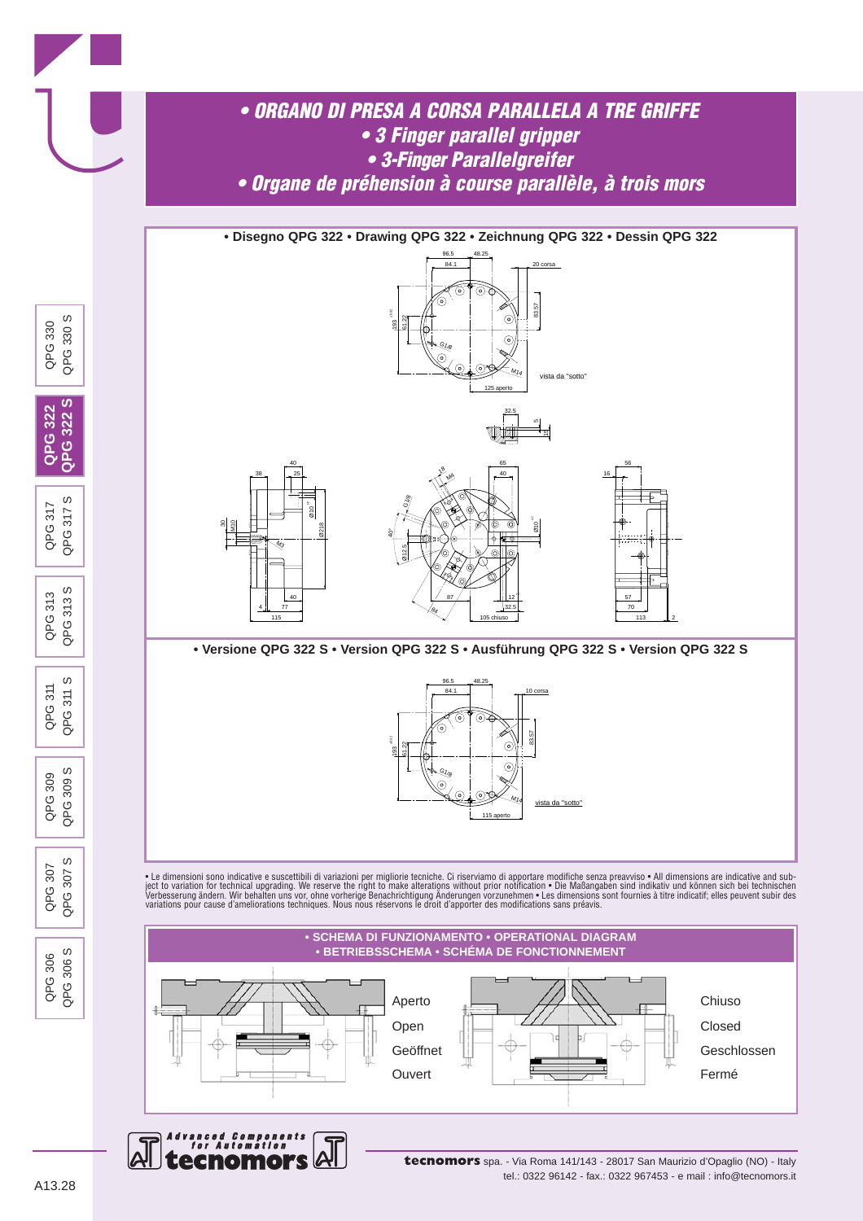# • ORGANO DI PRESA A CORSA PARALLELA A TRE GRIFFE
# • 3 Finger parallel gripper
# • 3-Finger Parallelgreifer
# • Organe de préhension à course parallèle, à trois mors

**• Disegno QPG 322 • Drawing QPG 322 • Zeichnung QPG 322 • Dessin QPG 322**

96.5 48.25 84.1 20 corsa 193 61.22 83.57 G1/8 M14 vista da "sotto" 125 aperto

32.5 5 18

40 38 25 30 M10 Ø10 Ø218 M8 40 4 77 115

65 40 M4 G1/8 40° Ø12.5 Ø10 87 12 84 32.5 105 chiuso

56 16 57 70 113 2

**• Versione QPG 322 S • Version QPG 322 S • Ausführung QPG 322 S • Version QPG 322 S**

96.5 48.25 84.1 10 corsa 193 61.22 83.57 G1/8 M14 vista da "sotto" 115 aperto

• Le dimensioni sono indicative e suscettibili di variazioni per migliorie tecniche. Ci riserviamo di apportare modifiche senza preavviso • All dimensions are indicative and subject to variation for technical upgrading. We reserve the right to make alterations without prior notification • Die Maßangaben sind indikativ und können sich bei technischen Verbesserung ändern. Wir behalten uns vor, ohne vorherige Benachrichtigung Änderungen vorzunehmen • Les dimensions sont fournies à titre indicatif; elles peuvent subir des variations pour cause d'ameliorations techniques. Nous nous réservons le droit d'apporter des modifications sans préavis.

**• SCHEMA DI FUNZIONAMENTO • OPERATIONAL DIAGRAM**
**• BETRIEBSSCHEMA • SCHÉMA DE FONCTIONNEMENT**

Aperto
Open
Geöffnet
Ouvert

Chiuso
Closed
Geschlossen
Fermé

QPG 330 / QPG 330 S · **QPG 322 / QPG 322 S** · QPG 317 / QPG 317 S · QPG 313 / QPG 313 S · QPG 311 / QPG 311 S · QPG 309 / QPG 309 S · QPG 307 / QPG 307 S · QPG 306 / QPG 306 S

Advanced Components for Automation – tecnomors

**tecnomors** spa. - Via Roma 141/143 - 28017 San Maurizio d'Opaglio (NO) - Italy
tel.: 0322 96142 - fax.: 0322 967453 - e mail : info@tecnomors.it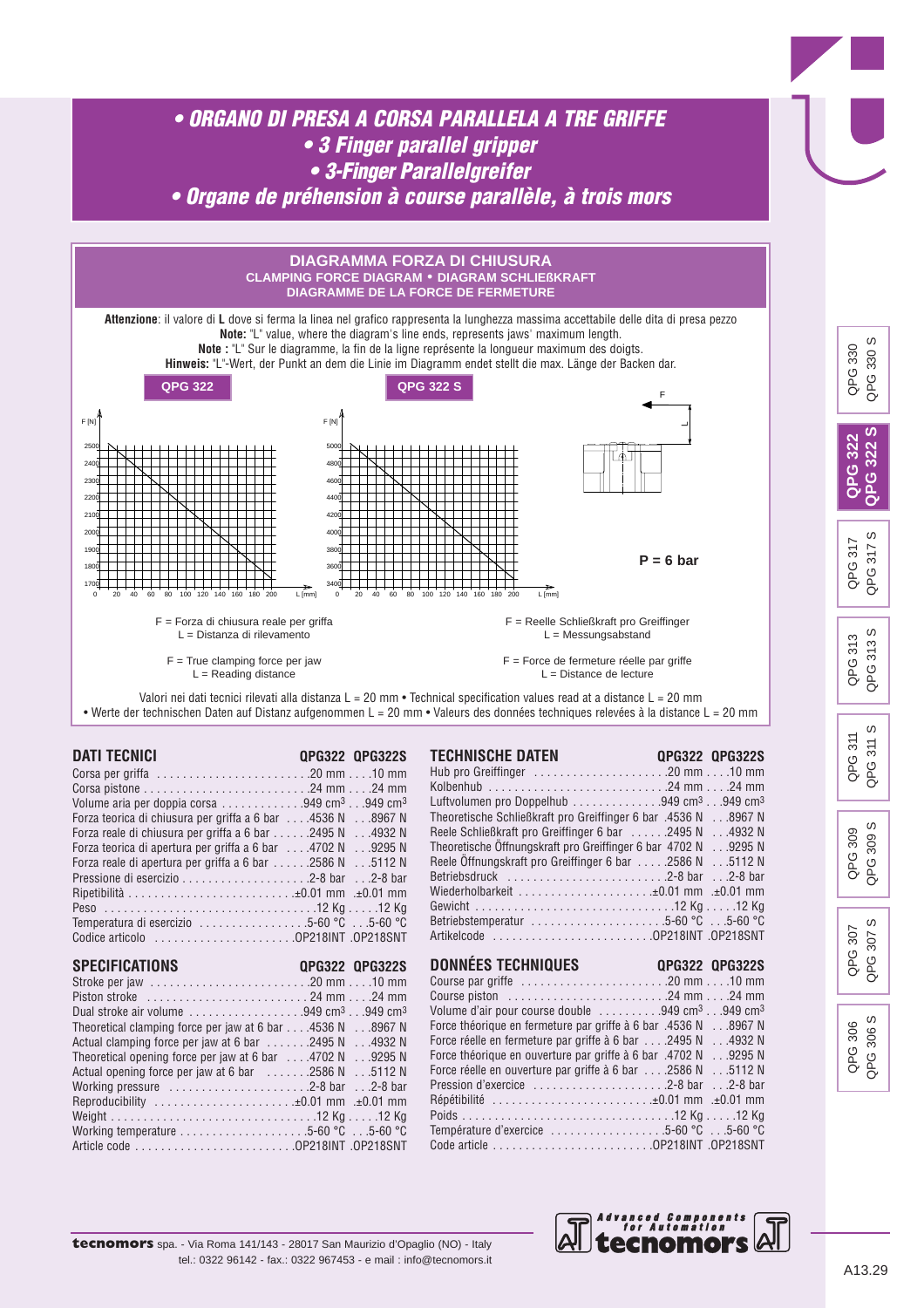# • ORGANO DI PRESA A CORSA PARALLELA A TRE GRIFFE
# • 3 Finger parallel gripper
# • 3-Finger Parallelgreifer
# • Organe de préhension à course parallèle, à trois mors

## DIAGRAMMA FORZA DI CHIUSURA
### CLAMPING FORCE DIAGRAM • DIAGRAM SCHLIEßKRAFT
### DIAGRAMME DE LA FORCE DE FERMETURE

**Attenzione**: il valore di **L** dove si ferma la linea nel grafico rappresenta la lunghezza massima accettabile delle dita di presa pezzo
**Note:** "L" value, where the diagram's line ends, represents jaws' maximum length.
**Note :** "L" Sur le diagramme, la fin de la ligne représente la longueur maximum des doigts.
**Hinweis:** "L"-Wert, der Punkt an dem die Linie im Diagramm endet stellt die max. Länge der Backen dar.

**QPG 322** **QPG 322 S**

**P = 6 bar**

F = Forza di chiusura reale per griffa
L = Distanza di rilevamento

F = True clamping force per jaw
L = Reading distance

F = Reelle Schließkraft pro Greiffinger
L = Messungsabstand

F = Force de fermeture réelle par griffe
L = Distance de lecture

Valori nei dati tecnici rilevati alla distanza L = 20 mm • Technical specification values read at a distance L = 20 mm
• Werte der technischen Daten auf Distanz aufgenommen L = 20 mm • Valeurs des données techniques relevées à la distance L = 20 mm

## DATI TECNICI

| | QPG322 | QPG322S |
|---|---|---|
| Corsa per griffa | 20 mm | 10 mm |
| Corsa pistone | 24 mm | 24 mm |
| Volume aria per doppia corsa | 949 cm³ | 949 cm³ |
| Forza teorica di chiusura per griffa a 6 bar | 4536 N | 8967 N |
| Forza reale di chiusura per griffa a 6 bar | 2495 N | 4932 N |
| Forza teorica di apertura per griffa a 6 bar | 4702 N | 9295 N |
| Forza reale di apertura per griffa a 6 bar | 2586 N | 5112 N |
| Pressione di esercizio | 2-8 bar | 2-8 bar |
| Ripetibilità | ±0.01 mm | ±0.01 mm |
| Peso | 12 Kg | 12 Kg |
| Temperatura di esercizio | 5-60 °C | 5-60 °C |
| Codice articolo | OP218INT | OP218SNT |

## TECHNISCHE DATEN

| | QPG322 | QPG322S |
|---|---|---|
| Hub pro Greiffinger | 20 mm | 10 mm |
| Kolbenhub | 24 mm | 24 mm |
| Luftvolumen pro Doppelhub | 949 cm³ | 949 cm³ |
| Theoretische Schließkraft pro Greiffinger 6 bar | 4536 N | 8967 N |
| Reele Schließkraft pro Greiffinger 6 bar | 2495 N | 4932 N |
| Theoretische Öffnungskraft pro Greiffinger 6 bar | 4702 N | 9295 N |
| Reele Öffnungskraft pro Greiffinger 6 bar | 2586 N | 5112 N |
| Betriebsdruck | 2-8 bar | 2-8 bar |
| Wiederholbarkeit | ±0.01 mm | ±0.01 mm |
| Gewicht | 12 Kg | 12 Kg |
| Betriebstemperatur | 5-60 °C | 5-60 °C |
| Artikelcode | OP218INT | OP218SNT |

## SPECIFICATIONS

| | QPG322 | QPG322S |
|---|---|---|
| Stroke per jaw | 20 mm | 10 mm |
| Piston stroke | 24 mm | 24 mm |
| Dual stroke air volume | 949 cm³ | 949 cm³ |
| Theoretical clamping force per jaw at 6 bar | 4536 N | 8967 N |
| Actual clamping force per jaw at 6 bar | 2495 N | 4932 N |
| Theoretical opening force per jaw at 6 bar | 4702 N | 9295 N |
| Actual opening force per jaw at 6 bar | 2586 N | 5112 N |
| Working pressure | 2-8 bar | 2-8 bar |
| Reproducibility | ±0.01 mm | ±0.01 mm |
| Weight | 12 Kg | 12 Kg |
| Working temperature | 5-60 °C | 5-60 °C |
| Article code | OP218INT | OP218SNT |

## DONNÉES TECHNIQUES

| | QPG322 | QPG322S |
|---|---|---|
| Course par griffe | 20 mm | 10 mm |
| Course piston | 24 mm | 24 mm |
| Volume d'air pour course double | 949 cm³ | 949 cm³ |
| Force théorique en fermeture par griffe à 6 bar | 4536 N | 8967 N |
| Force réelle en fermeture par griffe à 6 bar | 2495 N | 4932 N |
| Force théorique en ouverture par griffe à 6 bar | 4702 N | 9295 N |
| Force réelle en ouverture par griffe à 6 bar | 2586 N | 5112 N |
| Pression d'exercice | 2-8 bar | 2-8 bar |
| Répétibilité | ±0.01 mm | ±0.01 mm |
| Poids | 12 Kg | 12 Kg |
| Température d'exercice | 5-60 °C | 5-60 °C |
| Code article | OP218INT | OP218SNT |

**tecnomors** spa. - Via Roma 141/143 - 28017 San Maurizio d'Opaglio (NO) - Italy
tel.: 0322 96142 - fax.: 0322 967453 - e mail : info@tecnomors.it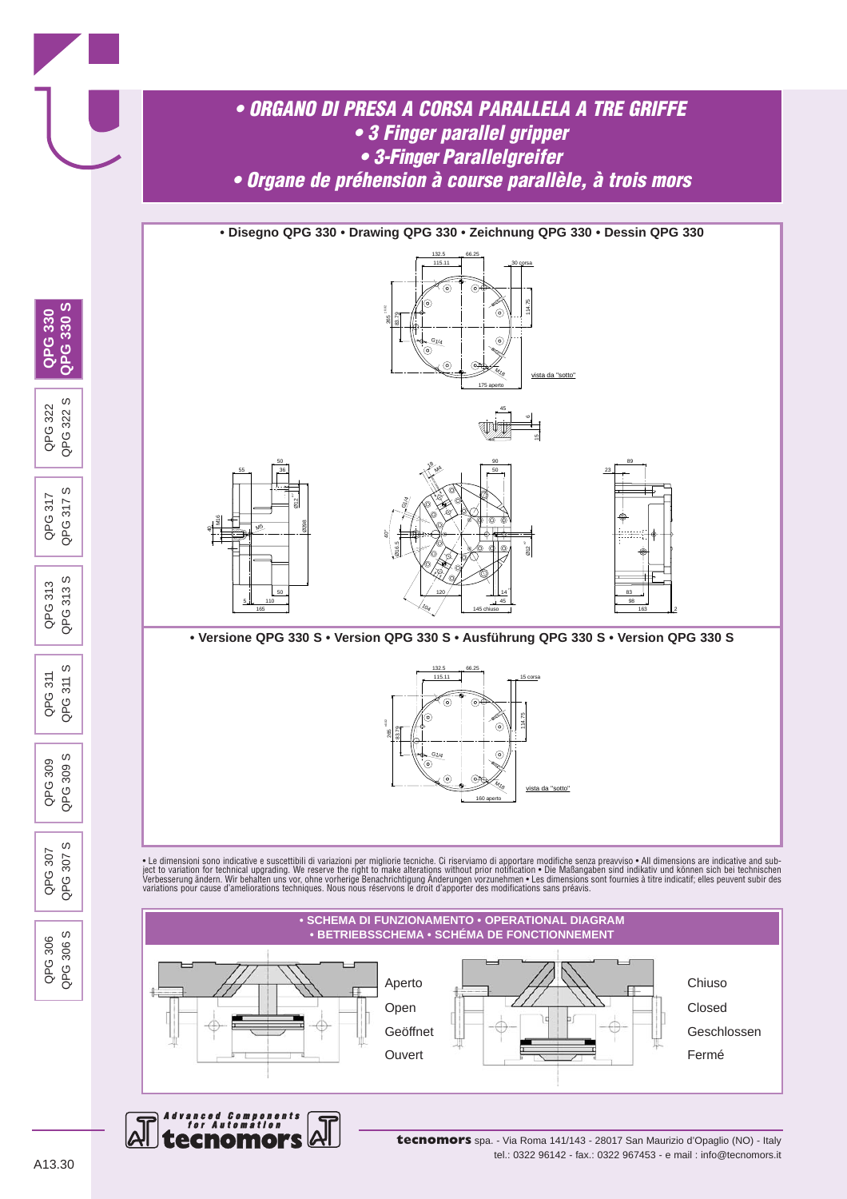# • ORGANO DI PRESA A CORSA PARALLELA A TRE GRIFFE
# • 3 Finger parallel gripper
# • 3-Finger Parallelgreifer
# • Organe de préhension à course parallèle, à trois mors

**• Disegno QPG 330 • Drawing QPG 330 • Zeichnung QPG 330 • Dessin QPG 330**

**• Versione QPG 330 S • Version QPG 330 S • Ausführung QPG 330 S • Version QPG 330 S**

• Le dimensioni sono indicative e suscettibili di variazioni per migliorie tecniche. Ci riserviamo di apportare modifiche senza preavviso • All dimensions are indicative and subject to variation for technical upgrading. We reserve the right to make alterations without prior notification • Die Maßangaben sind indikativ und können sich bei technischen Verbesserung ändern. Wir behalten uns vor, ohne vorherige Benachrichtigung Änderungen vorzunehmen • Les dimensions sont fournies à titre indicatif; elles peuvent subir des variations pour cause d'ameliorations techniques. Nous nous réservons le droit d'apporter des modifications sans préavis.

**• SCHEMA DI FUNZIONAMENTO • OPERATIONAL DIAGRAM**
**• BETRIEBSSCHEMA • SCHÉMA DE FONCTIONNEMENT**

Aperto
Open
Geöffnet
Ouvert

Chiuso
Closed
Geschlossen
Fermé

**tecnomors** spa. - Via Roma 141/143 - 28017 San Maurizio d'Opaglio (NO) - Italy
tel.: 0322 96142 - fax.: 0322 967453 - e mail : info@tecnomors.it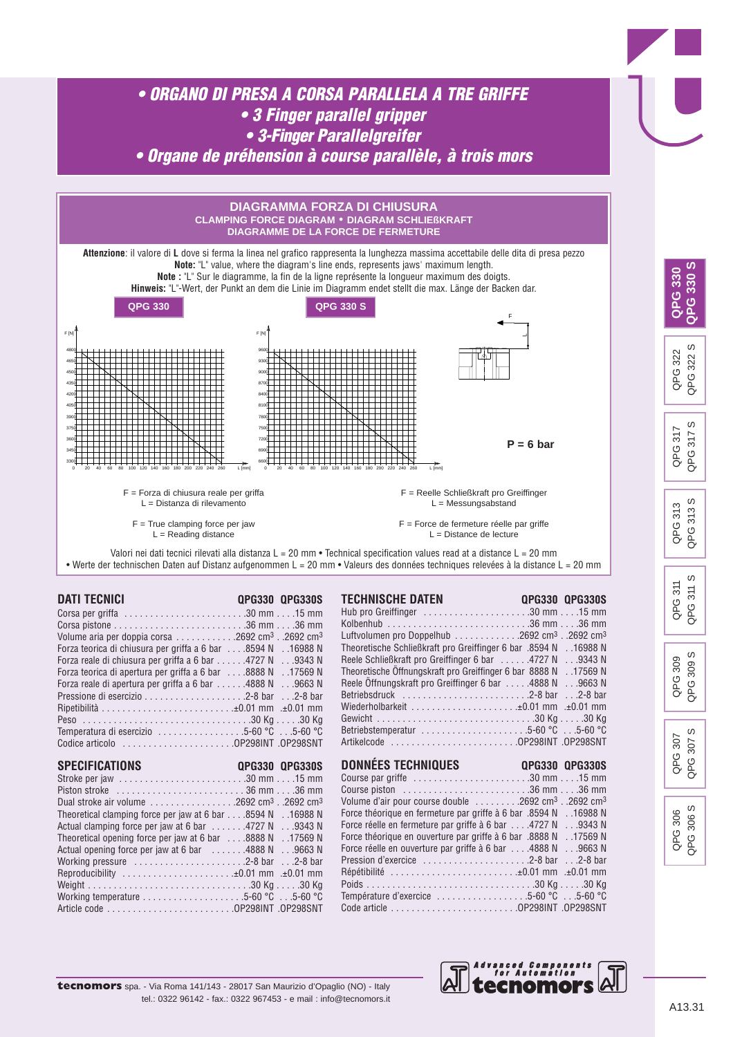# • ORGANO DI PRESA A CORSA PARALLELA A TRE GRIFFE
# • 3 Finger parallel gripper
# • 3-Finger Parallelgreifer
# • Organe de préhension à course parallèle, à trois mors

## DIAGRAMMA FORZA DI CHIUSURA

### CLAMPING FORCE DIAGRAM • DIAGRAM SCHLIEßKRAFT
### DIAGRAMME DE LA FORCE DE FERMETURE

**Attenzione**: il valore di **L** dove si ferma la linea nel grafico rappresenta la lunghezza massima accettabile delle dita di presa pezzo
**Note:** "L" value, where the diagram's line ends, represents jaws' maximum length.
**Note :** "L" Sur le diagramme, la fin de la ligne représente la longueur maximum des doigts.
**Hinweis:** "L"-Wert, der Punkt an dem die Linie im Diagramm endet stellt die max. Länge der Backen dar.

**QPG 330** — **QPG 330 S**

**P = 6 bar**

F = Forza di chiusura reale per griffa
L = Distanza di rilevamento

F = True clamping force per jaw
L = Reading distance

F = Reelle Schließkraft pro Greiffinger
L = Messungsabstand

F = Force de fermeture réelle par griffe
L = Distance de lecture

Valori nei dati tecnici rilevati alla distanza L = 20 mm • Technical specification values read at a distance L = 20 mm
• Werte der technischen Daten auf Distanz aufgenommen L = 20 mm • Valeurs des données techniques relevées à la distance L = 20 mm

## DATI TECNICI

| DATI TECNICI | QPG330 | QPG330S |
|---|---|---|
| Corsa per griffa | 30 mm | 15 mm |
| Corsa pistone | 36 mm | 36 mm |
| Volume aria per doppia corsa | 2692 cm³ | 2692 cm³ |
| Forza teorica di chiusura per griffa a 6 bar | 8594 N | 16988 N |
| Forza reale di chiusura per griffa a 6 bar | 4727 N | 9343 N |
| Forza teorica di apertura per griffa a 6 bar | 8888 N | 17569 N |
| Forza reale di apertura per griffa a 6 bar | 4888 N | 9663 N |
| Pressione di esercizio | 2-8 bar | 2-8 bar |
| Ripetibilità | ±0.01 mm | ±0.01 mm |
| Peso | 30 Kg | 30 Kg |
| Temperatura di esercizio | 5-60 °C | 5-60 °C |
| Codice articolo | OP298INT | OP298SNT |

## TECHNISCHE DATEN

| TECHNISCHE DATEN | QPG330 | QPG330S |
|---|---|---|
| Hub pro Greiffinger | 30 mm | 15 mm |
| Kolbenhub | 36 mm | 36 mm |
| Luftvolumen pro Doppelhub | 2692 cm³ | 2692 cm³ |
| Theoretische Schließkraft pro Greiffinger 6 bar | 8594 N | 16988 N |
| Reele Schließkraft pro Greiffinger 6 bar | 4727 N | 9343 N |
| Theoretische Öffnungskraft pro Greiffinger 6 bar | 8888 N | 17569 N |
| Reele Öffnungskraft pro Greiffinger 6 bar | 4888 N | 9663 N |
| Betriebsdruck | 2-8 bar | 2-8 bar |
| Wiederholbarkeit | ±0.01 mm | ±0.01 mm |
| Gewicht | 30 Kg | 30 Kg |
| Betriebstemperatur | 5-60 °C | 5-60 °C |
| Artikelcode | OP298INT | OP298SNT |

## SPECIFICATIONS

| SPECIFICATIONS | QPG330 | QPG330S |
|---|---|---|
| Stroke per jaw | 30 mm | 15 mm |
| Piston stroke | 36 mm | 36 mm |
| Dual stroke air volume | 2692 cm³ | 2692 cm³ |
| Theoretical clamping force per jaw at 6 bar | 8594 N | 16988 N |
| Actual clamping force per jaw at 6 bar | 4727 N | 9343 N |
| Theoretical opening force per jaw at 6 bar | 8888 N | 17569 N |
| Actual opening force per jaw at 6 bar | 4888 N | 9663 N |
| Working pressure | 2-8 bar | 2-8 bar |
| Reproducibility | ±0.01 mm | ±0.01 mm |
| Weight | 30 Kg | 30 Kg |
| Working temperature | 5-60 °C | 5-60 °C |
| Article code | OP298INT | OP298SNT |

## DONNÉES TECHNIQUES

| DONNÉES TECHNIQUES | QPG330 | QPG330S |
|---|---|---|
| Course par griffe | 30 mm | 15 mm |
| Course piston | 36 mm | 36 mm |
| Volume d'air pour course double | 2692 cm³ | 2692 cm³ |
| Force théorique en fermeture par griffe à 6 bar | 8594 N | 16988 N |
| Force réelle en fermeture par griffe à 6 bar | 4727 N | 9343 N |
| Force théorique en ouverture par griffe à 6 bar | 8888 N | 17569 N |
| Force réelle en ouverture par griffe à 6 bar | 4888 N | 9663 N |
| Pression d'exercice | 2-8 bar | 2-8 bar |
| Répétibilité | ±0.01 mm | ±0.01 mm |
| Poids | 30 Kg | 30 Kg |
| Température d'exercice | 5-60 °C | 5-60 °C |
| Code article | OP298INT | OP298SNT |

**tecnomors** spa. - Via Roma 141/143 - 28017 San Maurizio d'Opaglio (NO) - Italy
tel.: 0322 96142 - fax.: 0322 967453 - e mail : info@tecnomors.it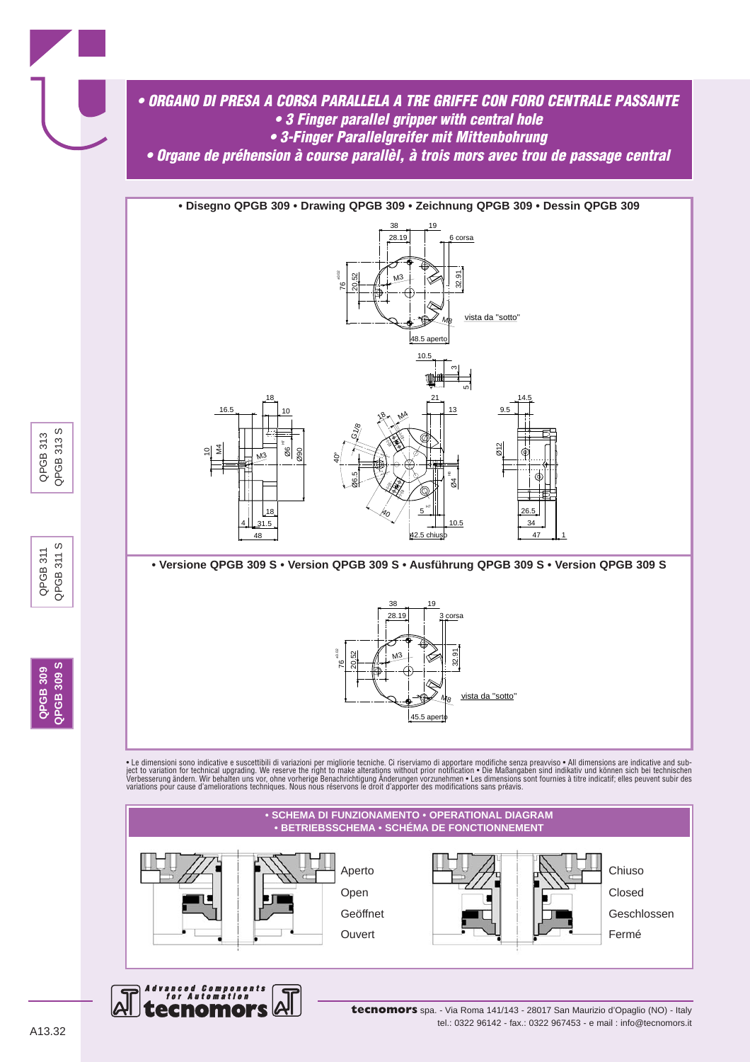# • ORGANO DI PRESA A CORSA PARALLELA A TRE GRIFFE CON FORO CENTRALE PASSANTE
## • 3 Finger parallel gripper with central hole
## • 3-Finger Parallelgreifer mit Mittenbohrung
## • Organe de préhension à course parallèl, à trois mors avec trou de passage central

**• Disegno QPGB 309 • Drawing QPGB 309 • Zeichnung QPGB 309 • Dessin QPGB 309**

**• Versione QPGB 309 S • Version QPGB 309 S • Ausführung QPGB 309 S • Version QPGB 309 S**

• Le dimensioni sono indicative e suscettibili di variazioni per migliorie tecniche. Ci riserviamo di apportare modifiche senza preavviso • All dimensions are indicative and subject to variation for technical upgrading. We reserve the right to make alterations without prior notification • Die Maßangaben sind indikativ und können sich bei technischen Verbesserung ändern. Wir behalten uns vor, ohne vorherige Benachrichtigung Änderungen vorzunehmen • Les dimensions sont fournies à titre indicatif; elles peuvent subir des variations pour cause d'ameliorations techniques. Nous nous réservons le droit d'apporter des modifications sans préavis.

**• SCHEMA DI FUNZIONAMENTO • OPERATIONAL DIAGRAM**
**• BETRIEBSSCHEMA • SCHÉMA DE FONCTIONNEMENT**

Aperto / Open / Geöffnet / Ouvert

Chiuso / Closed / Geschlossen / Fermé

**tecnomors** spa. - Via Roma 141/143 - 28017 San Maurizio d'Opaglio (NO) - Italy
tel.: 0322 96142 - fax.: 0322 967453 - e mail : info@tecnomors.it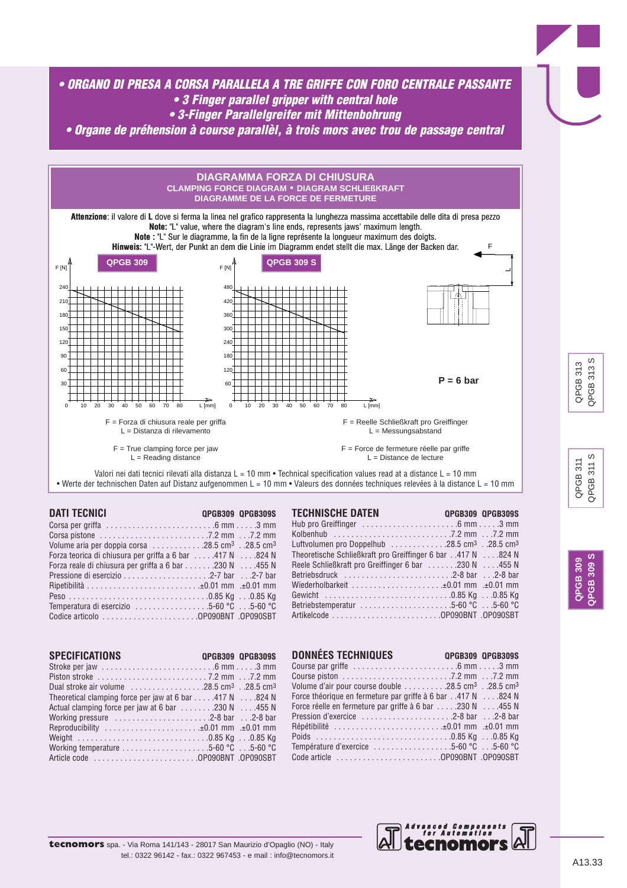# • ORGANO DI PRESA A CORSA PARALLELA A TRE GRIFFE CON FORO CENTRALE PASSANTE
# • 3 Finger parallel gripper with central hole
# • 3-Finger Parallelgreifer mit Mittenbohrung
# • Organe de préhension à course parallèl, à trois mors avec trou de passage central

## DIAGRAMMA FORZA DI CHIUSURA
### CLAMPING FORCE DIAGRAM • DIAGRAM SCHLIEßKRAFT
### DIAGRAMME DE LA FORCE DE FERMETURE

**Attenzione**: il valore di **L** dove si ferma la linea nel grafico rappresenta la lunghezza massima accettabile delle dita di presa pezzo
**Note:** "L" value, where the diagram's line ends, represents jaws' maximum length.
**Note :** "L" Sur le diagramme, la fin de la ligne représente la longueur maximum des doigts.
**Hinweis:** "L"-Wert, der Punkt an dem die Linie im Diagramm endet stellt die max. Länge der Backen dar.

**QPGB 309** — F [N] (0–240) vs L [mm] (0–80)

**QPGB 309 S** — F [N] (0–480) vs L [mm] (0–80)

**P = 6 bar**

F = Forza di chiusura reale per griffa
L = Distanza di rilevamento

F = True clamping force per jaw
L = Reading distance

F = Reelle Schließkraft pro Greiffinger
L = Messungsabstand

F = Force de fermeture réelle par griffe
L = Distance de lecture

Valori nei dati tecnici rilevati alla distanza L = 10 mm • Technical specification values read at a distance L = 10 mm
• Werte der technischen Daten auf Distanz aufgenommen L = 10 mm • Valeurs des données techniques relevées à la distance L = 10 mm

## DATI TECNICI

| | QPGB309 | QPGB309S |
|---|---|---|
| Corsa per griffa | 6 mm | 3 mm |
| Corsa pistone | 7.2 mm | 7.2 mm |
| Volume aria per doppia corsa | 28.5 cm³ | 28.5 cm³ |
| Forza teorica di chiusura per griffa a 6 bar | 417 N | 824 N |
| Forza reale di chiusura per griffa a 6 bar | 230 N | 455 N |
| Pressione di esercizio | 2-7 bar | 2-7 bar |
| Ripetibilità | ±0.01 mm | ±0.01 mm |
| Peso | 0.85 Kg | 0.85 Kg |
| Temperatura di esercizio | 5-60 °C | 5-60 °C |
| Codice articolo | OP090BNT | OP090SBT |

## TECHNISCHE DATEN

| | QPGB309 | QPGB309S |
|---|---|---|
| Hub pro Greiffinger | 6 mm | 3 mm |
| Kolbenhub | 7.2 mm | 7.2 mm |
| Luftvolumen pro Doppelhub | 28.5 cm³ | 28.5 cm³ |
| Theoretische Schließkraft pro Greiffinger 6 bar | 417 N | 824 N |
| Reele Schließkraft pro Greiffinger 6 bar | 230 N | 455 N |
| Betriebsdruck | 2-8 bar | 2-8 bar |
| Wiederholbarkeit | ±0.01 mm | ±0.01 mm |
| Gewicht | 0.85 Kg | 0.85 Kg |
| Betriebstemperatur | 5-60 °C | 5-60 °C |
| Artikelcode | OP090BNT | OP090SBT |

## SPECIFICATIONS

| | QPGB309 | QPGB309S |
|---|---|---|
| Stroke per jaw | 6 mm | 3 mm |
| Piston stroke | 7.2 mm | 7.2 mm |
| Dual stroke air volume | 28.5 cm³ | 28.5 cm³ |
| Theoretical clamping force per jaw at 6 bar | 417 N | 824 N |
| Actual clamping force per jaw at 6 bar | 230 N | 455 N |
| Working pressure | 2-8 bar | 2-8 bar |
| Reproducibility | ±0.01 mm | ±0.01 mm |
| Weight | 0.85 Kg | 0.85 Kg |
| Working temperature | 5-60 °C | 5-60 °C |
| Article code | OP090BNT | OP090SBT |

## DONNÉES TECHNIQUES

| | QPGB309 | QPGB309S |
|---|---|---|
| Course par griffe | 6 mm | 3 mm |
| Course piston | 7.2 mm | 7.2 mm |
| Volume d'air pour course double | 28.5 cm³ | 28.5 cm³ |
| Force théorique en fermeture par griffe à 6 bar | 417 N | 824 N |
| Force réelle en fermeture par griffe à 6 bar | 230 N | 455 N |
| Pression d'exercice | 2-8 bar | 2-8 bar |
| Répétibilité | ±0.01 mm | ±0.01 mm |
| Poids | 0.85 Kg | 0.85 Kg |
| Température d'exercice | 5-60 °C | 5-60 °C |
| Code article | OP090BNT | OP090SBT |

**tecnomors** spa. - Via Roma 141/143 - 28017 San Maurizio d'Opaglio (NO) - Italy
tel.: 0322 96142 - fax.: 0322 967453 - e mail : info@tecnomors.it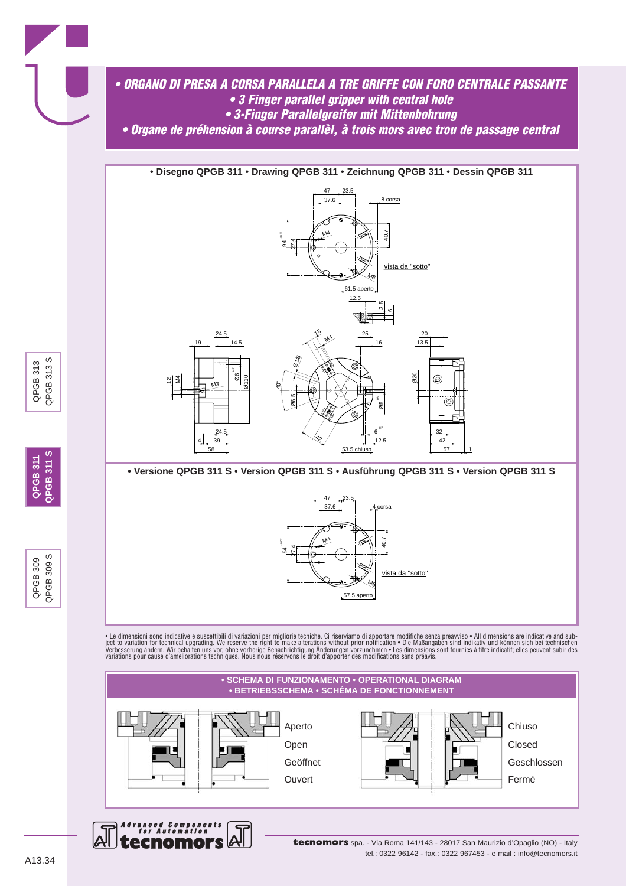# • ORGANO DI PRESA A CORSA PARALLELA A TRE GRIFFE CON FORO CENTRALE PASSANTE
## • 3 Finger parallel gripper with central hole
## • 3-Finger Parallelgreifer mit Mittenbohrung
## • Organe de préhension à course parallèl, à trois mors avec trou de passage central

**• Disegno QPGB 311 • Drawing QPGB 311 • Zeichnung QPGB 311 • Dessin QPGB 311**

**• Versione QPGB 311 S • Version QPGB 311 S • Ausführung QPGB 311 S • Version QPGB 311 S**

• Le dimensioni sono indicative e suscettibili di variazioni per migliorie tecniche. Ci riserviamo di apportare modifiche senza preavviso • All dimensions are indicative and subject to variation for technical upgrading. We reserve the right to make alterations without prior notification • Die Maßangaben sind indikativ und können sich bei technischen Verbesserung ändern. Wir behalten uns vor, ohne vorherige Benachrichtigung Änderungen vorzunehmen • Les dimensions sont fournies à titre indicatif; elles peuvent subir des variations pour cause d'ameliorations techniques. Nous nous réservons le droit d'apporter des modifications sans préavis.

**• SCHEMA DI FUNZIONAMENTO • OPERATIONAL DIAGRAM**
**• BETRIEBSSCHEMA • SCHÉMA DE FONCTIONNEMENT**

Aperto
Open
Geöffnet
Ouvert

Chiuso
Closed
Geschlossen
Fermé

**tecnomors** spa. - Via Roma 141/143 - 28017 San Maurizio d'Opaglio (NO) - Italy
tel.: 0322 96142 - fax.: 0322 967453 - e mail : info@tecnomors.it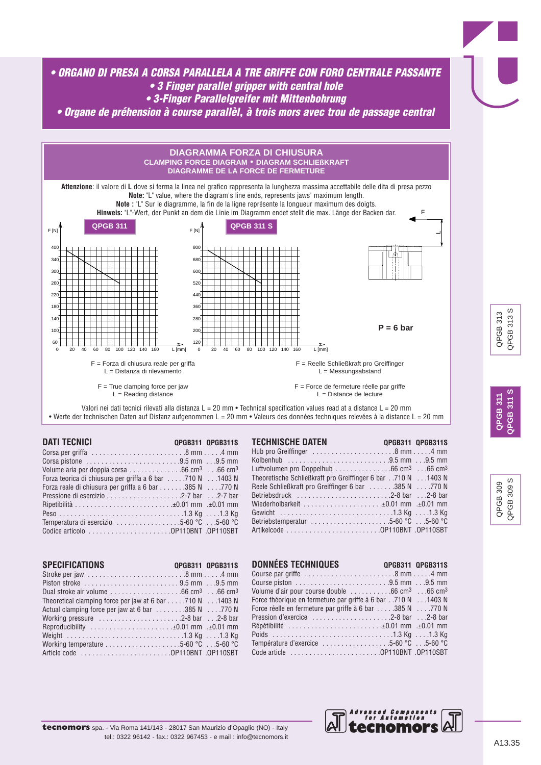# • ORGANO DI PRESA A CORSA PARALLELA A TRE GRIFFE CON FORO CENTRALE PASSANTE
## • 3 Finger parallel gripper with central hole
## • 3-Finger Parallelgreifer mit Mittenbohrung
## • Organe de préhension à course parallèl, à trois mors avec trou de passage central

### DIAGRAMMA FORZA DI CHIUSURA
**CLAMPING FORCE DIAGRAM • DIAGRAM SCHLIEßKRAFT**
**DIAGRAMME DE LA FORCE DE FERMETURE**

**Attenzione**: il valore di **L** dove si ferma la linea nel grafico rappresenta la lunghezza massima accettabile delle dita di presa pezzo
**Note:** "L" value, where the diagram's line ends, represents jaws' maximum length.
**Note :** "L" Sur le diagramme, la fin de la ligne représente la longueur maximum des doigts.
**Hinweis:** "L"-Wert, der Punkt an dem die Linie im Diagramm endet stellt die max. Länge der Backen dar.

**QPGB 311** — F [N]: 60, 100, 140, 180, 220, 260, 300, 340, 400; L [mm]: 0, 20, 40, 60, 80, 100, 120, 140, 160

**QPGB 311 S** — F [N]: 120, 200, 280, 360, 440, 520, 600, 680, 800; L [mm]: 0, 20, 40, 60, 80, 100, 120, 140, 160

**P = 6 bar**

F = Forza di chiusura reale per griffa
L = Distanza di rilevamento

F = Reelle Schließkraft pro Greiffinger
L = Messungsabstand

F = True clamping force per jaw
L = Reading distance

F = Force de fermeture réelle par griffe
L = Distance de lecture

Valori nei dati tecnici rilevati alla distanza L = 20 mm • Technical specification values read at a distance L = 20 mm
• Werte der technischen Daten auf Distanz aufgenommen L = 20 mm • Valeurs des données techniques relevées à la distance L = 20 mm

## DATI TECNICI

| | QPGB311 | QPGB311S |
|---|---|---|
| Corsa per griffa | 8 mm | 4 mm |
| Corsa pistone | 9.5 mm | 9.5 mm |
| Volume aria per doppia corsa | 66 cm³ | 66 cm³ |
| Forza teorica di chiusura per griffa a 6 bar | 710 N | 1403 N |
| Forza reale di chiusura per griffa a 6 bar | 385 N | 770 N |
| Pressione di esercizio | 2-7 bar | 2-7 bar |
| Ripetibilità | ±0.01 mm | ±0.01 mm |
| Peso | 1.3 Kg | 1.3 Kg |
| Temperatura di esercizio | 5-60 °C | 5-60 °C |
| Codice articolo | OP110BNT | OP110SBT |

## TECHNISCHE DATEN

| | QPGB311 | QPGB311S |
|---|---|---|
| Hub pro Greiffinger | 8 mm | 4 mm |
| Kolbenhub | 9.5 mm | 9.5 mm |
| Luftvolumen pro Doppelhub | 66 cm³ | 66 cm³ |
| Theoretische Schließkraft pro Greiffinger 6 bar | 710 N | 1403 N |
| Reele Schließkraft pro Greiffinger 6 bar | 385 N | 770 N |
| Betriebsdruck | 2-8 bar | 2-8 bar |
| Wiederholbarkeit | ±0.01 mm | ±0.01 mm |
| Gewicht | 1.3 Kg | 1.3 Kg |
| Betriebstemperatur | 5-60 °C | 5-60 °C |
| Artikelcode | OP110BNT | OP110SBT |

## SPECIFICATIONS

| | QPGB311 | QPGB311S |
|---|---|---|
| Stroke per jaw | 8 mm | 4 mm |
| Piston stroke | 9.5 mm | 9.5 mm |
| Dual stroke air volume | 66 cm³ | 66 cm³ |
| Theoretical clamping force per jaw at 6 bar | 710 N | 1403 N |
| Actual clamping force per jaw at 6 bar | 385 N | 770 N |
| Working pressure | 2-8 bar | 2-8 bar |
| Reproducibility | ±0.01 mm | ±0.01 mm |
| Weight | 1.3 Kg | 1.3 Kg |
| Working temperature | 5-60 °C | 5-60 °C |
| Article code | OP110BNT | OP110SBT |

## DONNÉES TECHNIQUES

| | QPGB311 | QPGB311S |
|---|---|---|
| Course par griffe | 8 mm | 4 mm |
| Course piston | 9.5 mm | 9.5 mm |
| Volume d'air pour course double | 66 cm³ | 66 cm³ |
| Force théorique en fermeture par griffe à 6 bar | 710 N | 1403 N |
| Force réelle en fermeture par griffe à 6 bar | 385 N | 770 N |
| Pression d'exercice | 2-8 bar | 2-8 bar |
| Répétibilité | ±0.01 mm | ±0.01 mm |
| Poids | 1.3 Kg | 1.3 Kg |
| Température d'exercice | 5-60 °C | 5-60 °C |
| Code article | OP110BNT | OP110SBT |

**tecnomors** spa. - Via Roma 141/143 - 28017 San Maurizio d'Opaglio (NO) - Italy
tel.: 0322 96142 - fax.: 0322 967453 - e mail : info@tecnomors.it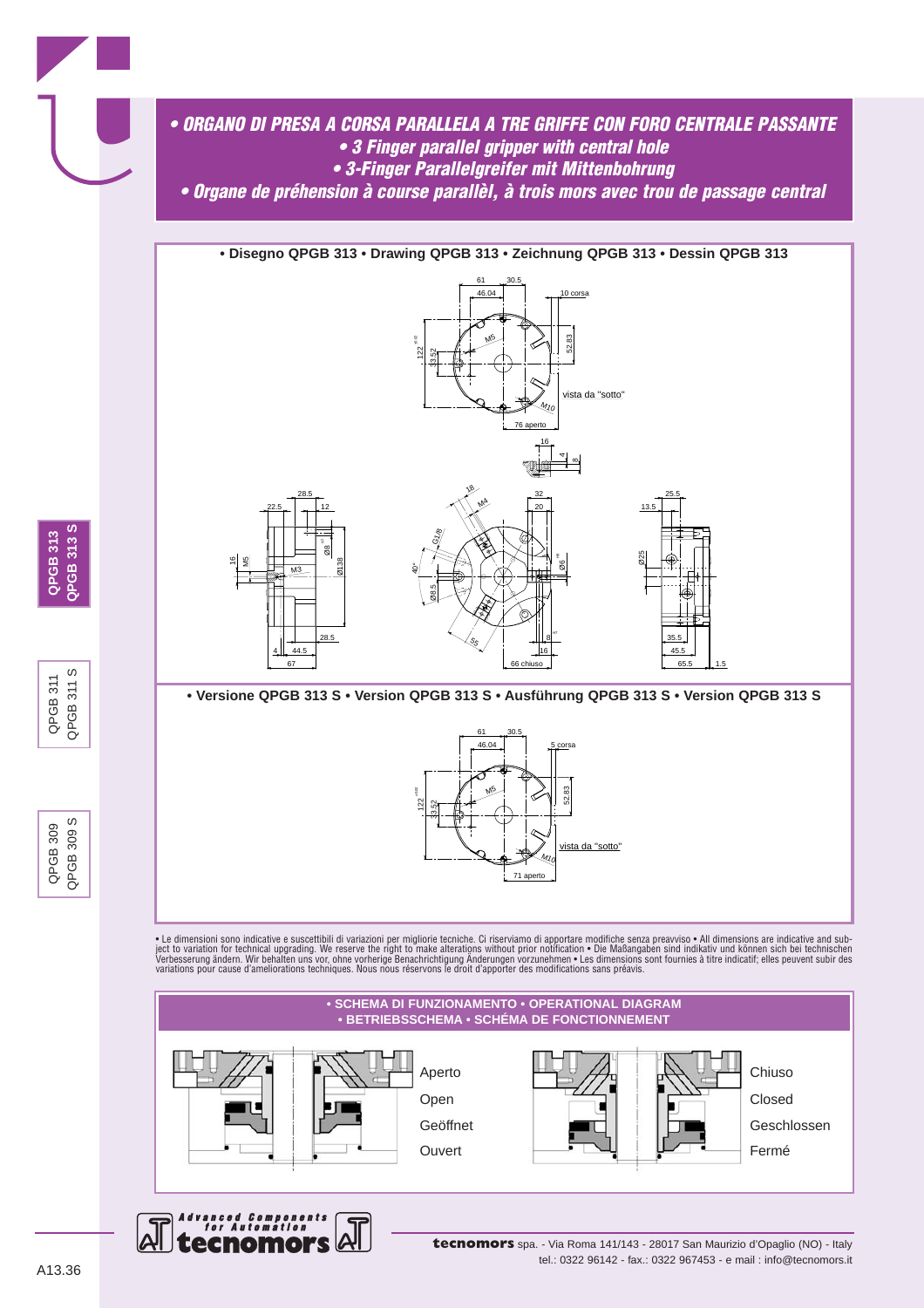# • ORGANO DI PRESA A CORSA PARALLELA A TRE GRIFFE CON FORO CENTRALE PASSANTE

## • 3 Finger parallel gripper with central hole

## • 3-Finger Parallelgreifer mit Mittenbohrung

## • Organe de préhension à course parallèl, à trois mors avec trou de passage central

**• Disegno QPGB 313 • Drawing QPGB 313 • Zeichnung QPGB 313 • Dessin QPGB 313**

**• Versione QPGB 313 S • Version QPGB 313 S • Ausführung QPGB 313 S • Version QPGB 313 S**

• Le dimensioni sono indicative e suscettibili di variazioni per migliorie tecniche. Ci riserviamo di apportare modifiche senza preavviso • All dimensions are indicative and subject to variation for technical upgrading. We reserve the right to make alterations without prior notification • Die Maßangaben sind indikativ und können sich bei technischen Verbesserung ändern. Wir behalten uns vor, ohne vorherige Benachrichtigung Änderungen vorzunehmen • Les dimensions sont fournies à titre indicatif; elles peuvent subir des variations pour cause d'ameliorations techniques. Nous nous réservons le droit d'apporter des modifications sans préavis.

**• SCHEMA DI FUNZIONAMENTO • OPERATIONAL DIAGRAM**
**• BETRIEBSSCHEMA • SCHÉMA DE FONCTIONNEMENT**

Aperto
Open
Geöffnet
Ouvert

Chiuso
Closed
Geschlossen
Fermé

**tecnomors** spa. - Via Roma 141/143 - 28017 San Maurizio d'Opaglio (NO) - Italy
tel.: 0322 96142 - fax.: 0322 967453 - e mail : info@tecnomors.it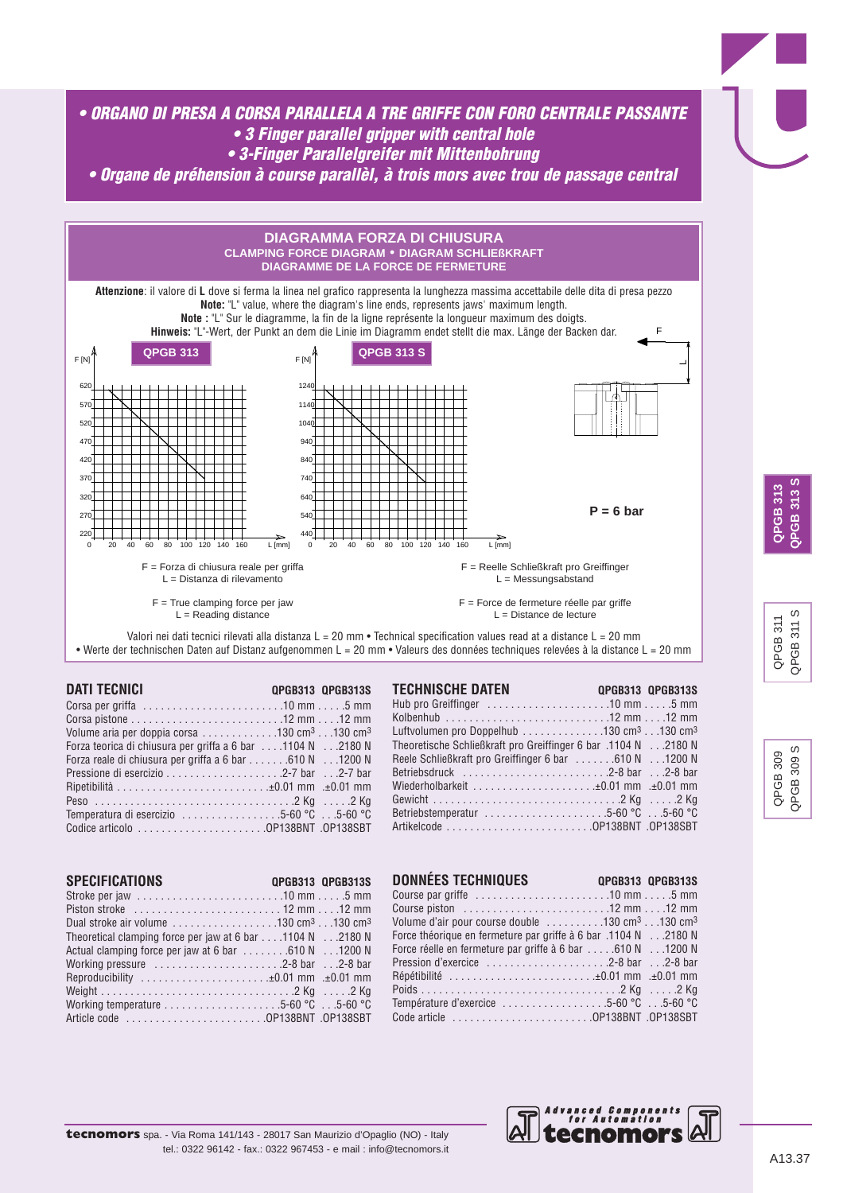# • ORGANO DI PRESA A CORSA PARALLELA A TRE GRIFFE CON FORO CENTRALE PASSANTE
## • 3 Finger parallel gripper with central hole
## • 3-Finger Parallelgreifer mit Mittenbohrung
## • Organe de préhension à course parallèl, à trois mors avec trou de passage central

## DIAGRAMMA FORZA DI CHIUSURA
### CLAMPING FORCE DIAGRAM • DIAGRAM SCHLIEßKRAFT
### DIAGRAMME DE LA FORCE DE FERMETURE

**Attenzione**: il valore di **L** dove si ferma la linea nel grafico rappresenta la lunghezza massima accettabile delle dita di presa pezzo
**Note:** "L" value, where the diagram's line ends, represents jaws' maximum length.
**Note :** "L" Sur le diagramme, la fin de la ligne représente la longueur maximum des doigts.
**Hinweis:** "L"-Wert, der Punkt an dem die Linie im Diagramm endet stellt die max. Länge der Backen dar.

**QPGB 313**

F [N]: 220, 270, 320, 370, 420, 470, 520, 570, 620
L [mm]: 0, 20, 40, 60, 80, 100, 120, 140, 160

**QPGB 313 S**

F [N]: 440, 540, 640, 740, 840, 940, 1040, 1140, 1240
L [mm]: 0, 20, 40, 60, 80, 100, 120, 140, 160

**P = 6 bar**

F = Forza di chiusura reale per griffa
L = Distanza di rilevamento

F = Reelle Schließkraft pro Greiffinger
L = Messungsabstand

F = True clamping force per jaw
L = Reading distance

F = Force de fermeture réelle par griffe
L = Distance de lecture

Valori nei dati tecnici rilevati alla distanza L = 20 mm • Technical specification values read at a distance L = 20 mm
• Werte der technischen Daten auf Distanz aufgenommen L = 20 mm • Valeurs des données techniques relevées à la distance L = 20 mm

## DATI TECNICI

| | QPGB313 | QPGB313S |
|---|---|---|
| Corsa per griffa | 10 mm | 5 mm |
| Corsa pistone | 12 mm | 12 mm |
| Volume aria per doppia corsa | 130 cm³ | 130 cm³ |
| Forza teorica di chiusura per griffa a 6 bar | 1104 N | 2180 N |
| Forza reale di chiusura per griffa a 6 bar | 610 N | 1200 N |
| Pressione di esercizio | 2-7 bar | 2-7 bar |
| Ripetibilità | ±0.01 mm | ±0.01 mm |
| Peso | 2 Kg | 2 Kg |
| Temperatura di esercizio | 5-60 °C | 5-60 °C |
| Codice articolo | OP138BNT | OP138SBT |

## TECHNISCHE DATEN

| | QPGB313 | QPGB313S |
|---|---|---|
| Hub pro Greiffinger | 10 mm | 5 mm |
| Kolbenhub | 12 mm | 12 mm |
| Luftvolumen pro Doppelhub | 130 cm³ | 130 cm³ |
| Theoretische Schließkraft pro Greiffinger 6 bar | 1104 N | 2180 N |
| Reele Schließkraft pro Greiffinger 6 bar | 610 N | 1200 N |
| Betriebsdruck | 2-8 bar | 2-8 bar |
| Wiederholbarkeit | ±0.01 mm | ±0.01 mm |
| Gewicht | 2 Kg | 2 Kg |
| Betriebstemperatur | 5-60 °C | 5-60 °C |
| Artikelcode | OP138BNT | OP138SBT |

## SPECIFICATIONS

| | QPGB313 | QPGB313S |
|---|---|---|
| Stroke per jaw | 10 mm | 5 mm |
| Piston stroke | 12 mm | 12 mm |
| Dual stroke air volume | 130 cm³ | 130 cm³ |
| Theoretical clamping force per jaw at 6 bar | 1104 N | 2180 N |
| Actual clamping force per jaw at 6 bar | 610 N | 1200 N |
| Working pressure | 2-8 bar | 2-8 bar |
| Reproducibility | ±0.01 mm | ±0.01 mm |
| Weight | 2 Kg | 2 Kg |
| Working temperature | 5-60 °C | 5-60 °C |
| Article code | OP138BNT | OP138SBT |

## DONNÉES TECHNIQUES

| | QPGB313 | QPGB313S |
|---|---|---|
| Course par griffe | 10 mm | 5 mm |
| Course piston | 12 mm | 12 mm |
| Volume d'air pour course double | 130 cm³ | 130 cm³ |
| Force théorique en fermeture par griffe à 6 bar | 1104 N | 2180 N |
| Force réelle en fermeture par griffe à 6 bar | 610 N | 1200 N |
| Pression d'exercice | 2-8 bar | 2-8 bar |
| Répétibilité | ±0.01 mm | ±0.01 mm |
| Poids | 2 Kg | 2 Kg |
| Température d'exercice | 5-60 °C | 5-60 °C |
| Code article | OP138BNT | OP138SBT |

**tecnomors** spa. - Via Roma 141/143 - 28017 San Maurizio d'Opaglio (NO) - Italy
tel.: 0322 96142 - fax.: 0322 967453 - e mail : info@tecnomors.it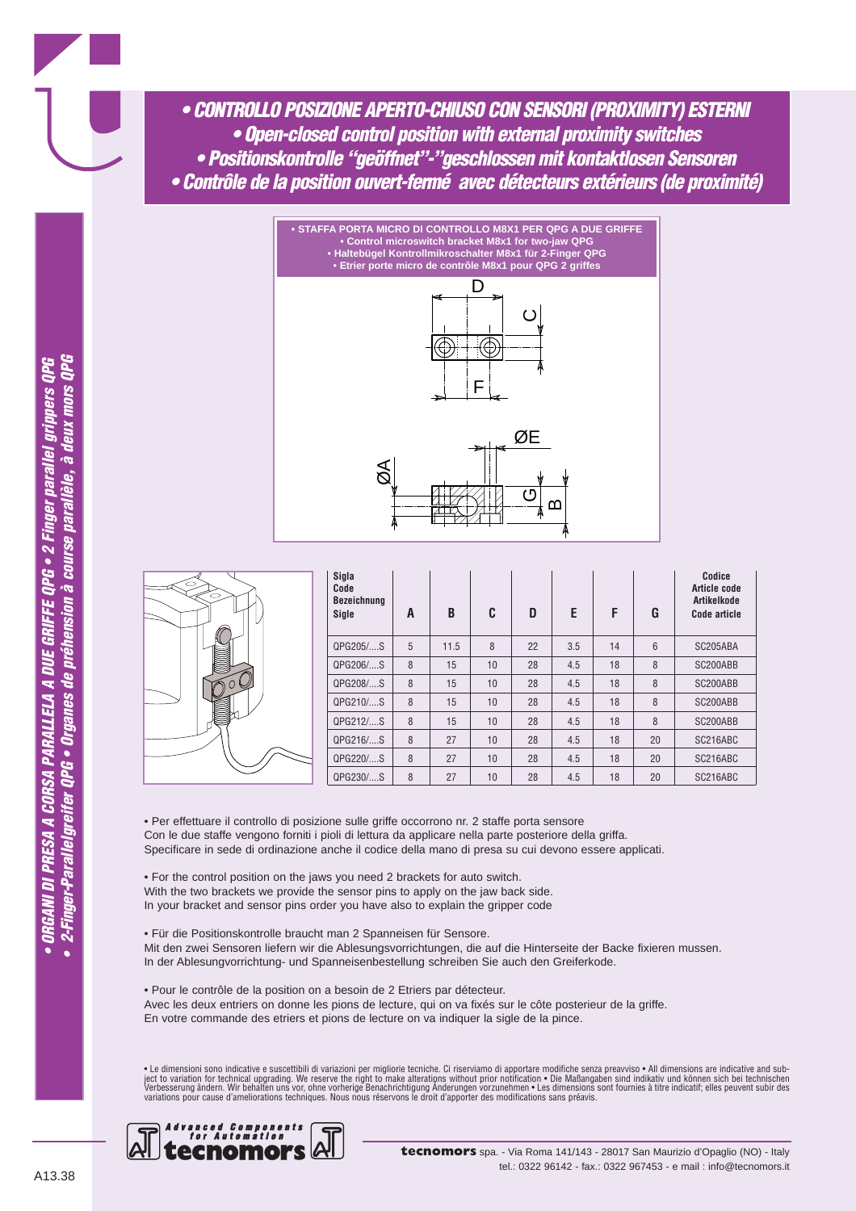# • CONTROLLO POSIZIONE APERTO-CHIUSO CON SENSORI (PROXIMITY) ESTERNI
# • Open-closed control position with external proximity switches
# • Positionskontrolle "geöffnet"-"geschlossen mit kontaktlosen Sensoren
# • Contrôle de la position ouvert-fermé avec détecteurs extérieurs (de proximité)

**• STAFFA PORTA MICRO DI CONTROLLO M8X1 PER QPG A DUE GRIFFE**
**• Control microswitch bracket M8x1 for two-jaw QPG**
**• Haltebügel Kontrollmikroschalter M8x1 für 2-Finger QPG**
**• Etrier porte micro de contrôle M8x1 pour QPG 2 griffes**

| Sigla / Code / Bezeichnung / Sigle | A | B | C | D | E | F | G | Codice / Article code / Artikelkode / Code article |
|---|---|---|---|---|---|---|---|---|
| QPG205/....S | 5 | 11.5 | 8 | 22 | 3.5 | 14 | 6 | SC205ABA |
| QPG206/....S | 8 | 15 | 10 | 28 | 4.5 | 18 | 8 | SC200ABB |
| QPG208/....S | 8 | 15 | 10 | 28 | 4.5 | 18 | 8 | SC200ABB |
| QPG210/....S | 8 | 15 | 10 | 28 | 4.5 | 18 | 8 | SC200ABB |
| QPG212/....S | 8 | 15 | 10 | 28 | 4.5 | 18 | 8 | SC200ABB |
| QPG216/....S | 8 | 27 | 10 | 28 | 4.5 | 18 | 20 | SC216ABC |
| QPG220/....S | 8 | 27 | 10 | 28 | 4.5 | 18 | 20 | SC216ABC |
| QPG230/....S | 8 | 27 | 10 | 28 | 4.5 | 18 | 20 | SC216ABC |

• Per effettuare il controllo di posizione sulle griffe occorrono nr. 2 staffe porta sensore
Con le due staffe vengono forniti i pioli di lettura da applicare nella parte posteriore della griffa.
Specificare in sede di ordinazione anche il codice della mano di presa su cui devono essere applicati.

• For the control position on the jaws you need 2 brackets for auto switch.
With the two brackets we provide the sensor pins to apply on the jaw back side.
In your bracket and sensor pins order you have also to explain the gripper code

• Für die Positionskontrolle braucht man 2 Spanneisen für Sensore.
Mit den zwei Sensoren liefern wir die Ablesungsvorrichtungen, die auf die Hinterseite der Backe fixieren mussen.
In der Ablesungvorrichtung- und Spanneisenbestellung schreiben Sie auch den Greiferkode.

• Pour le contrôle de la position on a besoin de 2 Etriers par détecteur.
Avec les deux entriers on donne les pions de lecture, qui on va fixés sur le côte posterieur de la griffe.
En votre commande des etriers et pions de lecture on va indiquer la sigle de la pince.

• Le dimensioni sono indicative e suscettibili di variazioni per migliorie tecniche. Ci riserviamo di apportare modifiche senza preavviso • All dimensions are indicative and subject to variation for technical upgrading. We reserve the right to make alterations without prior notification • Die Maßangaben sind indikativ und können sich bei technischen Verbesserung ändern. Wir behalten uns vor, ohne vorherige Benachrichtigung Änderungen vorzunehmen • Les dimensions sont fournies à titre indicatif; elles peuvent subir des variations pour cause d'ameliorations techniques. Nous nous réservons le droit d'apporter des modifications sans préavis.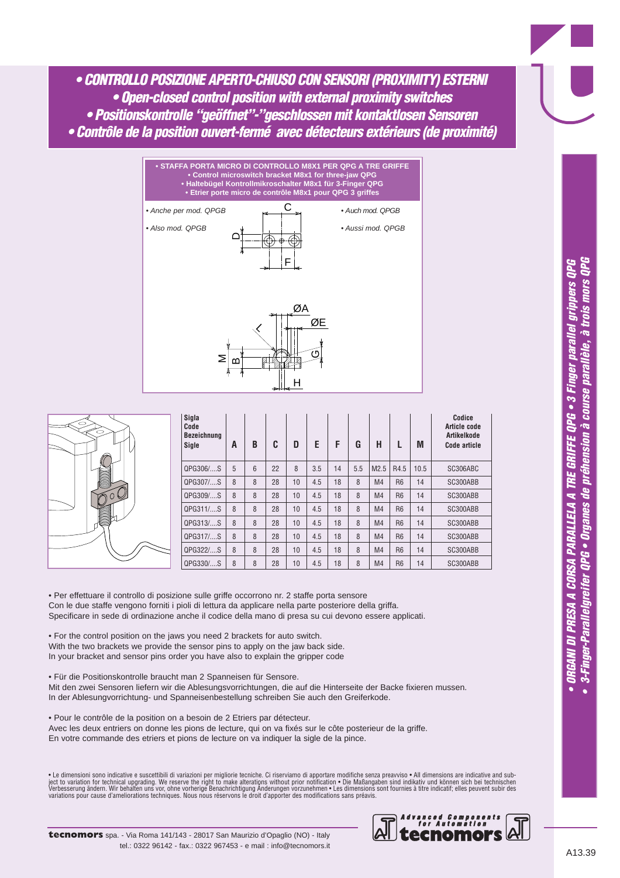# • CONTROLLO POSIZIONE APERTO-CHIUSO CON SENSORI (PROXIMITY) ESTERNI
# • Open-closed control position with external proximity switches
# • Positionskontrolle "geöffnet"-"geschlossen mit kontaktlosen Sensoren
# • Contrôle de la position ouvert-fermé avec détecteurs extérieurs (de proximité)

**• STAFFA PORTA MICRO DI CONTROLLO M8X1 PER QPG A TRE GRIFFE**
**• Control microswitch bracket M8x1 for three-jaw QPG**
**• Haltebügel Kontrollmikroschalter M8x1 für 3-Finger QPG**
**• Etrier porte micro de contrôle M8x1 pour QPG 3 griffes**

*• Anche per mod. QPGB*

*• Also mod. QPGB*

*• Auch mod. QPGB*

*• Aussi mod. QPGB*

| Sigla Code Bezeichnung Sigle | A | B | C | D | E | F | G | H | L | M | Codice Article code Artikelkode Code article |
|---|---|---|---|---|---|---|---|---|---|---|---|
| QPG306/....S | 5 | 6 | 22 | 8 | 3.5 | 14 | 5.5 | M2.5 | R4.5 | 10.5 | SC306ABC |
| QPG307/....S | 8 | 8 | 28 | 10 | 4.5 | 18 | 8 | M4 | R6 | 14 | SC300ABB |
| QPG309/....S | 8 | 8 | 28 | 10 | 4.5 | 18 | 8 | M4 | R6 | 14 | SC300ABB |
| QPG311/....S | 8 | 8 | 28 | 10 | 4.5 | 18 | 8 | M4 | R6 | 14 | SC300ABB |
| QPG313/....S | 8 | 8 | 28 | 10 | 4.5 | 18 | 8 | M4 | R6 | 14 | SC300ABB |
| QPG317/....S | 8 | 8 | 28 | 10 | 4.5 | 18 | 8 | M4 | R6 | 14 | SC300ABB |
| QPG322/....S | 8 | 8 | 28 | 10 | 4.5 | 18 | 8 | M4 | R6 | 14 | SC300ABB |
| QPG330/....S | 8 | 8 | 28 | 10 | 4.5 | 18 | 8 | M4 | R6 | 14 | SC300ABB |

• Per effettuare il controllo di posizione sulle griffe occorrono nr. 2 staffe porta sensore
Con le due staffe vengono forniti i pioli di lettura da applicare nella parte posteriore della griffa.
Specificare in sede di ordinazione anche il codice della mano di presa su cui devono essere applicati.

• For the control position on the jaws you need 2 brackets for auto switch.
With the two brackets we provide the sensor pins to apply on the jaw back side.
In your bracket and sensor pins order you have also to explain the gripper code

• Für die Positionskontrolle braucht man 2 Spanneisen für Sensore.
Mit den zwei Sensoren liefern wir die Ablesungsvorrichtungen, die auf die Hinterseite der Backe fixieren mussen.
In der Ablesungvorrichtung- und Spanneisenbestellung schreiben Sie auch den Greiferkode.

• Pour le contrôle de la position on a besoin de 2 Etriers par détecteur.
Avec les deux entriers on donne les pions de lecture, qui on va fixés sur le côte posterieur de la griffe.
En votre commande des etriers et pions de lecture on va indiquer la sigle de la pince.

• Le dimensioni sono indicative e suscettibili di variazioni per migliorie tecniche. Ci riserviamo di apportare modifiche senza preavviso • All dimensions are indicative and subject to variation for technical upgrading. We reserve the right to make alterations without prior notification • Die Maßangaben sind indikativ und können sich bei technischen Verbesserung ändern. Wir behalten uns vor, ohne vorherige Benachrichtigung Änderungen vorzunehmen • Les dimensions sont fournies à titre indicatif; elles peuvent subir des variations pour cause d'ameliorations techniques. Nous nous réservons le droit d'apporter des modifications sans préavis.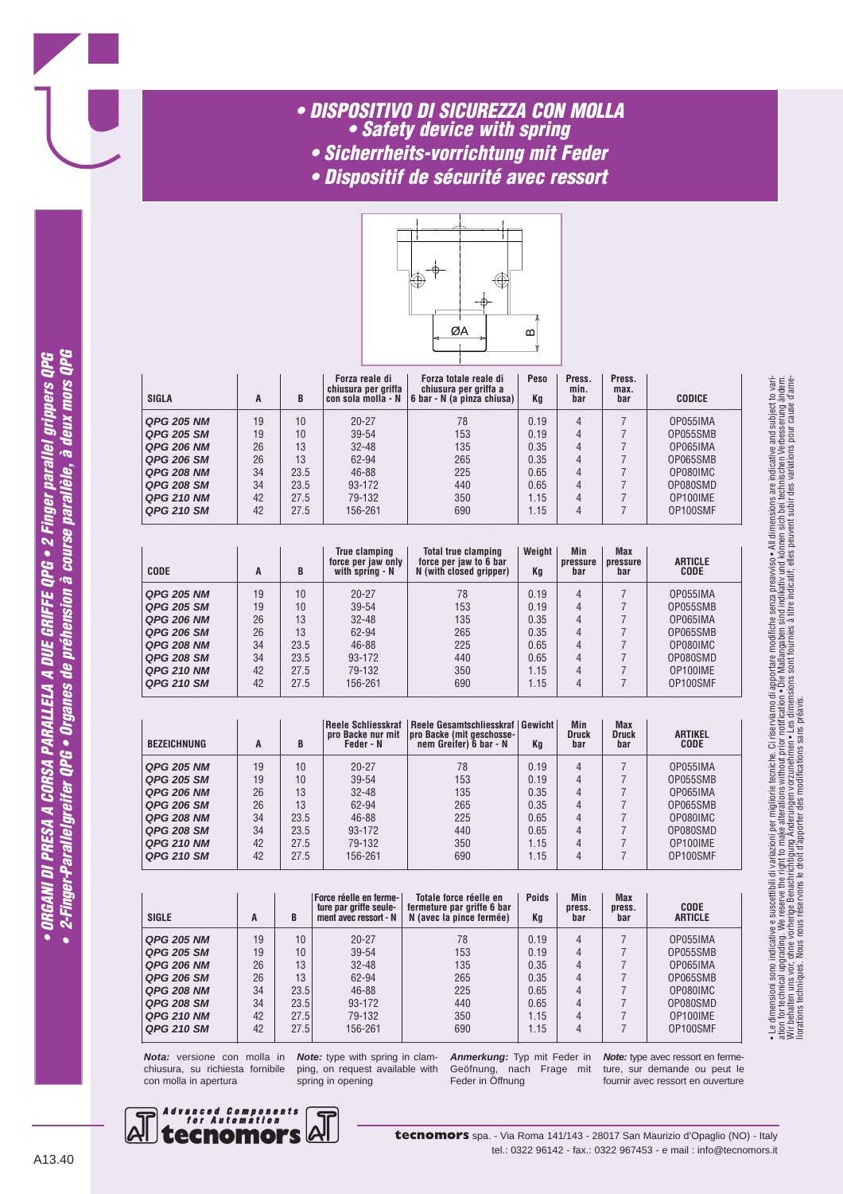# • DISPOSITIVO DI SICUREZZA CON MOLLA
## • Safety device with spring
## • Sicherrheits-vorrichtung mit Feder
## • Dispositif de sécurité avec ressort

| SIGLA | A | B | Forza reale di chiusura per griffa con sola molla - N | Forza totale reale di chiusura per griffa a 6 bar - N (a pinza chiusa) | Peso Kg | Press. min. bar | Press. max. bar | CODICE |
|---|---|---|---|---|---|---|---|---|
| QPG 205 NM | 19 | 10 | 20-27 | 78 | 0.19 | 4 | 7 | OP055IMA |
| QPG 205 SM | 19 | 10 | 39-54 | 153 | 0.19 | 4 | 7 | OP055SMB |
| QPG 206 NM | 26 | 13 | 32-48 | 135 | 0.35 | 4 | 7 | OP065IMA |
| QPG 206 SM | 26 | 13 | 62-94 | 265 | 0.35 | 4 | 7 | OP065SMB |
| QPG 208 NM | 34 | 23.5 | 46-88 | 225 | 0.65 | 4 | 7 | OP080IMC |
| QPG 208 SM | 34 | 23.5 | 93-172 | 440 | 0.65 | 4 | 7 | OP080SMD |
| QPG 210 NM | 42 | 27.5 | 79-132 | 350 | 1.15 | 4 | 7 | OP100IME |
| QPG 210 SM | 42 | 27.5 | 156-261 | 690 | 1.15 | 4 | 7 | OP100SMF |

| CODE | A | B | True clamping force per jaw only with spring - N | Total true clamping force per jaw to 6 bar N (with closed gripper) | Weight Kg | Min pressure bar | Max pressure bar | ARTICLE CODE |
|---|---|---|---|---|---|---|---|---|
| QPG 205 NM | 19 | 10 | 20-27 | 78 | 0.19 | 4 | 7 | OP055IMA |
| QPG 205 SM | 19 | 10 | 39-54 | 153 | 0.19 | 4 | 7 | OP055SMB |
| QPG 206 NM | 26 | 13 | 32-48 | 135 | 0.35 | 4 | 7 | OP065IMA |
| QPG 206 SM | 26 | 13 | 62-94 | 265 | 0.35 | 4 | 7 | OP065SMB |
| QPG 208 NM | 34 | 23.5 | 46-88 | 225 | 0.65 | 4 | 7 | OP080IMC |
| QPG 208 SM | 34 | 23.5 | 93-172 | 440 | 0.65 | 4 | 7 | OP080SMD |
| QPG 210 NM | 42 | 27.5 | 79-132 | 350 | 1.15 | 4 | 7 | OP100IME |
| QPG 210 SM | 42 | 27.5 | 156-261 | 690 | 1.15 | 4 | 7 | OP100SMF |

| BEZEICHNUNG | A | B | Reele Schliesskraf pro Backe nur mit Feder - N | Reele Gesamtschliesskraf pro Backe (mit geschosse-nem Greifer) 6 bar - N | Gewicht Kg | Min Druck bar | Max Druck bar | ARTIKEL CODE |
|---|---|---|---|---|---|---|---|---|
| QPG 205 NM | 19 | 10 | 20-27 | 78 | 0.19 | 4 | 7 | OP055IMA |
| QPG 205 SM | 19 | 10 | 39-54 | 153 | 0.19 | 4 | 7 | OP055SMB |
| QPG 206 NM | 26 | 13 | 32-48 | 135 | 0.35 | 4 | 7 | OP065IMA |
| QPG 206 SM | 26 | 13 | 62-94 | 265 | 0.35 | 4 | 7 | OP065SMB |
| QPG 208 NM | 34 | 23.5 | 46-88 | 225 | 0.65 | 4 | 7 | OP080IMC |
| QPG 208 SM | 34 | 23.5 | 93-172 | 440 | 0.65 | 4 | 7 | OP080SMD |
| QPG 210 NM | 42 | 27.5 | 79-132 | 350 | 1.15 | 4 | 7 | OP100IME |
| QPG 210 SM | 42 | 27.5 | 156-261 | 690 | 1.15 | 4 | 7 | OP100SMF |

| SIGLE | A | B | Force réelle en fermeture par griffe seulement avec ressort - N | Totale force réelle en fermeture par griffe 6 bar N (avec la pince fermée) | Poids Kg | Min press. bar | Max press. bar | CODE ARTICLE |
|---|---|---|---|---|---|---|---|---|
| QPG 205 NM | 19 | 10 | 20-27 | 78 | 0.19 | 4 | 7 | OP055IMA |
| QPG 205 SM | 19 | 10 | 39-54 | 153 | 0.19 | 4 | 7 | OP055SMB |
| QPG 206 NM | 26 | 13 | 32-48 | 135 | 0.35 | 4 | 7 | OP065IMA |
| QPG 206 SM | 26 | 13 | 62-94 | 265 | 0.35 | 4 | 7 | OP065SMB |
| QPG 208 NM | 34 | 23.5 | 46-88 | 225 | 0.65 | 4 | 7 | OP080IMC |
| QPG 208 SM | 34 | 23.5 | 93-172 | 440 | 0.65 | 4 | 7 | OP080SMD |
| QPG 210 NM | 42 | 27.5 | 79-132 | 350 | 1.15 | 4 | 7 | OP100IME |
| QPG 210 SM | 42 | 27.5 | 156-261 | 690 | 1.15 | 4 | 7 | OP100SMF |

***Nota:*** versione con molla in chiusura, su richiesta fornibile con molla in apertura

***Note:*** type with spring in clamping, on request available with spring in opening

***Anmerkung:*** Typ mit Feder in Geöfnung, nach Frage mit Feder in Öffnung

***Note:*** type avec ressort en fermeture, sur demande ou peut le fournir avec ressort en ouverture

• Le dimensioni sono indicative e suscettibili di variazioni per migliorie tecniche. Ci riserviamo di apportare modifiche senza preavviso • All dimensions are indicative and subject to variation for technical upgrading. We reserve the right to make alterations without prior notification • Die Maßangaben sind indikativ und können sich bei technischen Verbesserung ändern. Wir behalten uns vor, ohne vorherige Benachrichtigung Änderungen vorzunehmen • Les dimensions sont fournies à titre indicatif; elles peuvent subir des variations pour cause d'améliorations techniques. Nous nous réservons le droit d'apporter des modifications sans préavis.

• ORGANI DI PRESA A CORSA PARALLELA A DUE GRIFFE QPG • 2 Finger parallel grippers QPG
• 2-Finger-Parallelgreifer QPG • Organes de préhension à course parallèle, à deux mors QPG

Advanced Components for Automation tecnomors

**tecnomors** spa. - Via Roma 141/143 - 28017 San Maurizio d'Opaglio (NO) - Italy
tel.: 0322 96142 - fax.: 0322 967453 - e mail : info@tecnomors.it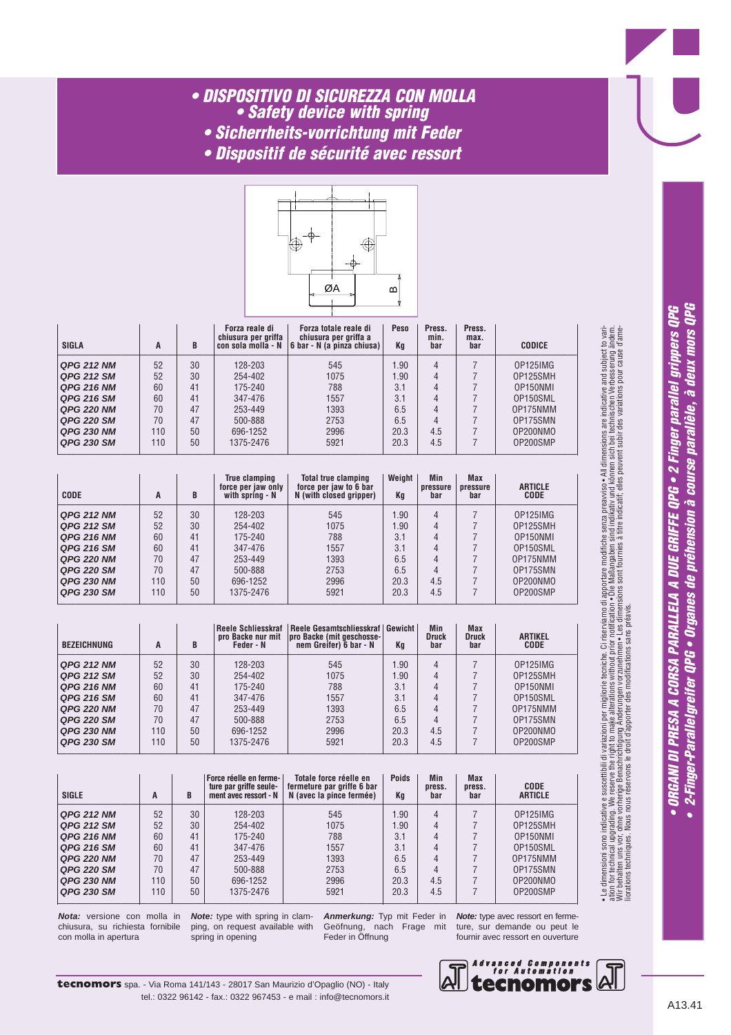# • DISPOSITIVO DI SICUREZZA CON MOLLA
## • Safety device with spring
## • Sicherrheits-vorrichtung mit Feder
## • Dispositif de sécurité avec ressort

| SIGLA | A | B | Forza reale di chiusura per griffa con sola molla - N | Forza totale reale di chiusura per griffa a 6 bar - N (a pinza chiusa) | Peso Kg | Press. min. bar | Press. max. bar | CODICE |
|---|---|---|---|---|---|---|---|---|
| QPG 212 NM | 52 | 30 | 128-203 | 545 | 1.90 | 4 | 7 | OP125IMG |
| QPG 212 SM | 52 | 30 | 254-402 | 1075 | 1.90 | 4 | 7 | OP125SMH |
| QPG 216 NM | 60 | 41 | 175-240 | 788 | 3.1 | 4 | 7 | OP150NMI |
| QPG 216 SM | 60 | 41 | 347-476 | 1557 | 3.1 | 4 | 7 | OP150SML |
| QPG 220 NM | 70 | 47 | 253-449 | 1393 | 6.5 | 4 | 7 | OP175NMM |
| QPG 220 SM | 70 | 47 | 500-888 | 2753 | 6.5 | 4 | 7 | OP175SMN |
| QPG 230 NM | 110 | 50 | 696-1252 | 2996 | 20.3 | 4.5 | 7 | OP200NMO |
| QPG 230 SM | 110 | 50 | 1375-2476 | 5921 | 20.3 | 4.5 | 7 | OP200SMP |

| CODE | A | B | True clamping force per jaw only with spring - N | Total true clamping force per jaw to 6 bar N (with closed gripper) | Weight Kg | Min pressure bar | Max pressure bar | ARTICLE CODE |
|---|---|---|---|---|---|---|---|---|
| QPG 212 NM | 52 | 30 | 128-203 | 545 | 1.90 | 4 | 7 | OP125IMG |
| QPG 212 SM | 52 | 30 | 254-402 | 1075 | 1.90 | 4 | 7 | OP125SMH |
| QPG 216 NM | 60 | 41 | 175-240 | 788 | 3.1 | 4 | 7 | OP150NMI |
| QPG 216 SM | 60 | 41 | 347-476 | 1557 | 3.1 | 4 | 7 | OP150SML |
| QPG 220 NM | 70 | 47 | 253-449 | 1393 | 6.5 | 4 | 7 | OP175NMM |
| QPG 220 SM | 70 | 47 | 500-888 | 2753 | 6.5 | 4 | 7 | OP175SMN |
| QPG 230 NM | 110 | 50 | 696-1252 | 2996 | 20.3 | 4.5 | 7 | OP200NMO |
| QPG 230 SM | 110 | 50 | 1375-2476 | 5921 | 20.3 | 4.5 | 7 | OP200SMP |

| BEZEICHNUNG | A | B | Reele Schliesskraf pro Backe nur mit Feder - N | Reele Gesamtschliesskraf pro Backe (mit geschossenem Greifer) 6 bar - N | Gewicht Kg | Min Druck bar | Max Druck bar | ARTIKEL CODE |
|---|---|---|---|---|---|---|---|---|
| QPG 212 NM | 52 | 30 | 128-203 | 545 | 1.90 | 4 | 7 | OP125IMG |
| QPG 212 SM | 52 | 30 | 254-402 | 1075 | 1.90 | 4 | 7 | OP125SMH |
| QPG 216 NM | 60 | 41 | 175-240 | 788 | 3.1 | 4 | 7 | OP150NMI |
| QPG 216 SM | 60 | 41 | 347-476 | 1557 | 3.1 | 4 | 7 | OP150SML |
| QPG 220 NM | 70 | 47 | 253-449 | 1393 | 6.5 | 4 | 7 | OP175NMM |
| QPG 220 SM | 70 | 47 | 500-888 | 2753 | 6.5 | 4 | 7 | OP175SMN |
| QPG 230 NM | 110 | 50 | 696-1252 | 2996 | 20.3 | 4.5 | 7 | OP200NMO |
| QPG 230 SM | 110 | 50 | 1375-2476 | 5921 | 20.3 | 4.5 | 7 | OP200SMP |

| SIGLE | A | B | Force réelle en fermeture par griffe seulement avec ressort - N | Totale force réelle en fermeture par griffe 6 bar N (avec la pince fermée) | Poids Kg | Min press. bar | Max press. bar | CODE ARTICLE |
|---|---|---|---|---|---|---|---|---|
| QPG 212 NM | 52 | 30 | 128-203 | 545 | 1.90 | 4 | 7 | OP125IMG |
| QPG 212 SM | 52 | 30 | 254-402 | 1075 | 1.90 | 4 | 7 | OP125SMH |
| QPG 216 NM | 60 | 41 | 175-240 | 788 | 3.1 | 4 | 7 | OP150NMI |
| QPG 216 SM | 60 | 41 | 347-476 | 1557 | 3.1 | 4 | 7 | OP150SML |
| QPG 220 NM | 70 | 47 | 253-449 | 1393 | 6.5 | 4 | 7 | OP175NMM |
| QPG 220 SM | 70 | 47 | 500-888 | 2753 | 6.5 | 4 | 7 | OP175SMN |
| QPG 230 NM | 110 | 50 | 696-1252 | 2996 | 20.3 | 4.5 | 7 | OP200NMO |
| QPG 230 SM | 110 | 50 | 1375-2476 | 5921 | 20.3 | 4.5 | 7 | OP200SMP |

***Nota:*** versione con molla in chiusura, su richiesta fornibile con molla in apertura

***Note:*** type with spring in clamping, on request available with spring in opening

***Anmerkung:*** Typ mit Feder in Geöfnung, nach Frage mit Feder in Öffnung

***Note:*** type avec ressort en fermeture, sur demande ou peut le fournir avec ressort en ouverture

• Le dimensioni sono indicative e suscettibili di variazioni per migliorie tecniche. Ci riserviamo di apportare modifiche senza preavviso • All dimensions are indicative and subject to variation for technical upgrading. We reserve the right to make alterations without prior notification • Die Maßangaben sind indikativ und können sich bei technischen Verbesserung ändern. Wir behalten uns vor, ohne vorherige Benachrichtigung Änderungen vorzunehmen • Les dimensions sont fournies à titre indicatif; elles peuvent subir des variations pour cause d'améliorations techniques. Nous nous réservons le droit d'apporter des modifications sans préavis.

**• ORGANI DI PRESA A CORSA PARALLELA A DUE GRIFFE QPG • 2 Finger parallel grippers QPG**
**• 2-Finger-Parallelgreifer QPG • Organes de préhension à course parallèle, à deux mors QPG**

**tecnomors** spa. - Via Roma 141/143 - 28017 San Maurizio d'Opaglio (NO) - Italy
tel.: 0322 96142 - fax.: 0322 967453 - e mail : info@tecnomors.it

Advanced Components for Automation tecnomors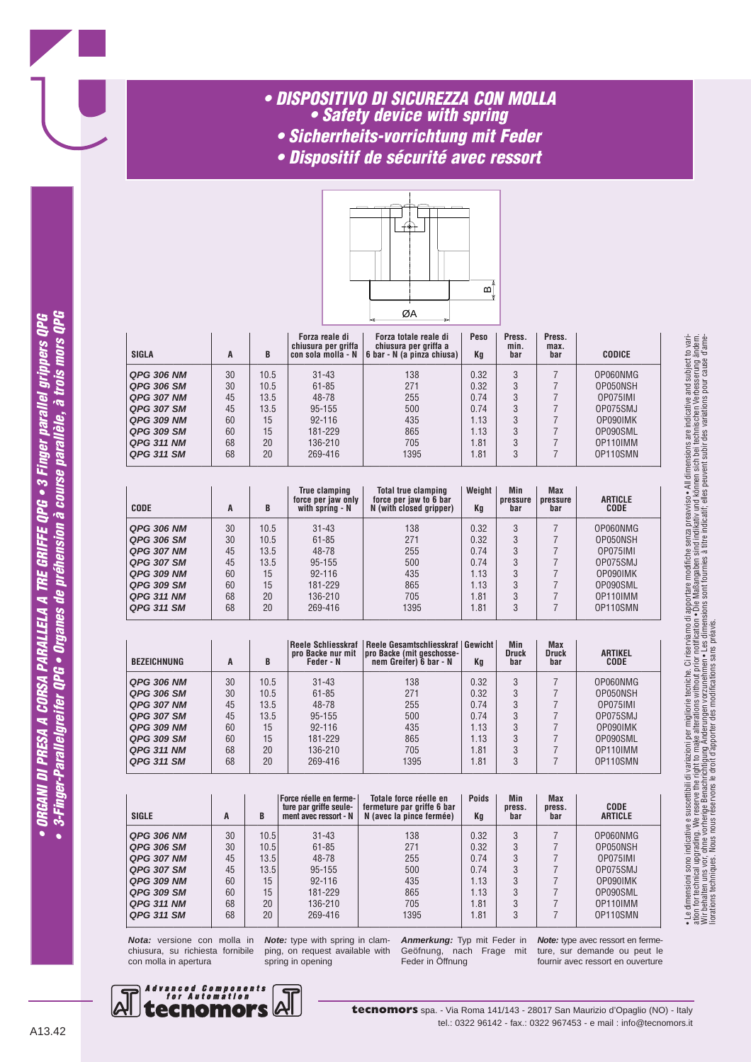# • DISPOSITIVO DI SICUREZZA CON MOLLA
## • Safety device with spring
## • Sicherrheits-vorrichtung mit Feder
## • Dispositif de sécurité avec ressort

| SIGLA | A | B | Forza reale di chiusura per griffa con sola molla - N | Forza totale reale di chiusura per griffa a 6 bar - N (a pinza chiusa) | Peso Kg | Press. min. bar | Press. max. bar | CODICE |
|---|---|---|---|---|---|---|---|---|
| QPG 306 NM | 30 | 10.5 | 31-43 | 138 | 0.32 | 3 | 7 | OP060NMG |
| QPG 306 SM | 30 | 10.5 | 61-85 | 271 | 0.32 | 3 | 7 | OP050NSH |
| QPG 307 NM | 45 | 13.5 | 48-78 | 255 | 0.74 | 3 | 7 | OP075IMI |
| QPG 307 SM | 45 | 13.5 | 95-155 | 500 | 0.74 | 3 | 7 | OP075SMJ |
| QPG 309 NM | 60 | 15 | 92-116 | 435 | 1.13 | 3 | 7 | OP090IMK |
| QPG 309 SM | 60 | 15 | 181-229 | 865 | 1.13 | 3 | 7 | OP090SML |
| QPG 311 NM | 68 | 20 | 136-210 | 705 | 1.81 | 3 | 7 | OP110IMM |
| QPG 311 SM | 68 | 20 | 269-416 | 1395 | 1.81 | 3 | 7 | OP110SMN |

| CODE | A | B | True clamping force per jaw only with spring - N | Total true clamping force per jaw to 6 bar N (with closed gripper) | Weight Kg | Min pressure bar | Max pressure bar | ARTICLE CODE |
|---|---|---|---|---|---|---|---|---|
| QPG 306 NM | 30 | 10.5 | 31-43 | 138 | 0.32 | 3 | 7 | OP060NMG |
| QPG 306 SM | 30 | 10.5 | 61-85 | 271 | 0.32 | 3 | 7 | OP050NSH |
| QPG 307 NM | 45 | 13.5 | 48-78 | 255 | 0.74 | 3 | 7 | OP075IMI |
| QPG 307 SM | 45 | 13.5 | 95-155 | 500 | 0.74 | 3 | 7 | OP075SMJ |
| QPG 309 NM | 60 | 15 | 92-116 | 435 | 1.13 | 3 | 7 | OP090IMK |
| QPG 309 SM | 60 | 15 | 181-229 | 865 | 1.13 | 3 | 7 | OP090SML |
| QPG 311 NM | 68 | 20 | 136-210 | 705 | 1.81 | 3 | 7 | OP110IMM |
| QPG 311 SM | 68 | 20 | 269-416 | 1395 | 1.81 | 3 | 7 | OP110SMN |

| BEZEICHNUNG | A | B | Reele Schliesskraf pro Backe nur mit Feder - N | Reele Gesamtschliesskraf pro Backe (mit geschosse-nem Greifer) 6 bar - N | Gewicht Kg | Min Druck bar | Max Druck bar | ARTIKEL CODE |
|---|---|---|---|---|---|---|---|---|
| QPG 306 NM | 30 | 10.5 | 31-43 | 138 | 0.32 | 3 | 7 | OP060NMG |
| QPG 306 SM | 30 | 10.5 | 61-85 | 271 | 0.32 | 3 | 7 | OP050NSH |
| QPG 307 NM | 45 | 13.5 | 48-78 | 255 | 0.74 | 3 | 7 | OP075IMI |
| QPG 307 SM | 45 | 13.5 | 95-155 | 500 | 0.74 | 3 | 7 | OP075SMJ |
| QPG 309 NM | 60 | 15 | 92-116 | 435 | 1.13 | 3 | 7 | OP090IMK |
| QPG 309 SM | 60 | 15 | 181-229 | 865 | 1.13 | 3 | 7 | OP090SML |
| QPG 311 NM | 68 | 20 | 136-210 | 705 | 1.81 | 3 | 7 | OP110IMM |
| QPG 311 SM | 68 | 20 | 269-416 | 1395 | 1.81 | 3 | 7 | OP110SMN |

| SIGLE | A | B | Force réelle en fermeture par griffe seulement avec ressort - N | Totale force réelle en fermeture par griffe 6 bar N (avec la pince fermée) | Poids Kg | Min press. bar | Max press. bar | CODE ARTICLE |
|---|---|---|---|---|---|---|---|---|
| QPG 306 NM | 30 | 10.5 | 31-43 | 138 | 0.32 | 3 | 7 | OP060NMG |
| QPG 306 SM | 30 | 10.5 | 61-85 | 271 | 0.32 | 3 | 7 | OP050NSH |
| QPG 307 NM | 45 | 13.5 | 48-78 | 255 | 0.74 | 3 | 7 | OP075IMI |
| QPG 307 SM | 45 | 13.5 | 95-155 | 500 | 0.74 | 3 | 7 | OP075SMJ |
| QPG 309 NM | 60 | 15 | 92-116 | 435 | 1.13 | 3 | 7 | OP090IMK |
| QPG 309 SM | 60 | 15 | 181-229 | 865 | 1.13 | 3 | 7 | OP090SML |
| QPG 311 NM | 68 | 20 | 136-210 | 705 | 1.81 | 3 | 7 | OP110IMM |
| QPG 311 SM | 68 | 20 | 269-416 | 1395 | 1.81 | 3 | 7 | OP110SMN |

***Nota:*** versione con molla in chiusura, su richiesta fornibile con molla in apertura

***Note:*** type with spring in clamping, on request available with spring in opening

***Anmerkung:*** Typ mit Feder in Geöfnung, nach Frage mit Feder in Öffnung

***Note:*** type avec ressort en fermeture, sur demande ou peut le fournir avec ressort en ouverture

• Le dimensioni sono indicative e suscettibili di variazioni per migliorie tecniche. Ci riserviamo di apportare modifiche senza preavviso • All dimensions are indicative and subject to variation for technical upgrading. We reserve the right to make alterations without prior notification • Die Maßangaben sind indikativ und können sich bei technischen Verbesserung ändern. Wir behalten uns vor, ohne vorherige Benachrichtigung Änderungen vorzunehmen • Les dimensions sont fournies à titre indicatif; elles peuvent subir des variations pour cause d'améliorations techniques. Nous nous réservons le droit d'apporter des modifications sans préavis.

**tecnomors** spa. - Via Roma 141/143 - 28017 San Maurizio d'Opaglio (NO) - Italy
tel.: 0322 96142 - fax.: 0322 967453 - e mail : info@tecnomors.it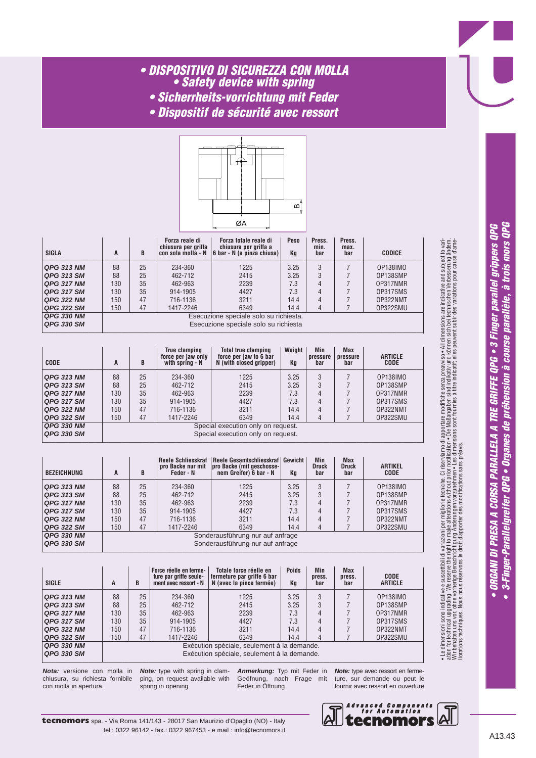# • DISPOSITIVO DI SICUREZZA CON MOLLA
## • Safety device with spring
## • Sicherrheits-vorrichtung mit Feder
## • Dispositif de sécurité avec ressort

| SIGLA | A | B | Forza reale di chiusura per griffa con sola molla - N | Forza totale reale di chiusura per griffa a 6 bar - N (a pinza chiusa) | Peso Kg | Press. min. bar | Press. max. bar | CODICE |
|---|---|---|---|---|---|---|---|---|
| QPG 313 NM | 88 | 25 | 234-360 | 1225 | 3.25 | 3 | 7 | OP138IMO |
| QPG 313 SM | 88 | 25 | 462-712 | 2415 | 3.25 | 3 | 7 | OP138SMP |
| QPG 317 NM | 130 | 35 | 462-963 | 2239 | 7.3 | 4 | 7 | OP317NMR |
| QPG 317 SM | 130 | 35 | 914-1905 | 4427 | 7.3 | 4 | 7 | OP317SMS |
| QPG 322 NM | 150 | 47 | 716-1136 | 3211 | 14.4 | 4 | 7 | OP322NMT |
| QPG 322 SM | 150 | 47 | 1417-2246 | 6349 | 14.4 | 4 | 7 | OP322SMU |
| QPG 330 NM | Esecuzione speciale solo su richiesta. | | | | | | | |
| QPG 330 SM | Esecuzione speciale solo su richiesta | | | | | | | |

| CODE | A | B | True clamping force per jaw only with spring - N | Total true clamping force per jaw to 6 bar N (with closed gripper) | Weight Kg | Min pressure bar | Max pressure bar | ARTICLE CODE |
|---|---|---|---|---|---|---|---|---|
| QPG 313 NM | 88 | 25 | 234-360 | 1225 | 3.25 | 3 | 7 | OP138IMO |
| QPG 313 SM | 88 | 25 | 462-712 | 2415 | 3.25 | 3 | 7 | OP138SMP |
| QPG 317 NM | 130 | 35 | 462-963 | 2239 | 7.3 | 4 | 7 | OP317NMR |
| QPG 317 SM | 130 | 35 | 914-1905 | 4427 | 7.3 | 4 | 7 | OP317SMS |
| QPG 322 NM | 150 | 47 | 716-1136 | 3211 | 14.4 | 4 | 7 | OP322NMT |
| QPG 322 SM | 150 | 47 | 1417-2246 | 6349 | 14.4 | 4 | 7 | OP322SMU |
| QPG 330 NM | Special execution only on request. | | | | | | | |
| QPG 330 SM | Special execution only on request. | | | | | | | |

| BEZEICHNUNG | A | B | Reele Schliesskraf pro Backe nur mit Feder - N | Reele Gesamtschliesskraf pro Backe (mit geschossenem Greifer) 6 bar - N | Gewicht Kg | Min Druck bar | Max Druck bar | ARTIKEL CODE |
|---|---|---|---|---|---|---|---|---|
| QPG 313 NM | 88 | 25 | 234-360 | 1225 | 3.25 | 3 | 7 | OP138IMO |
| QPG 313 SM | 88 | 25 | 462-712 | 2415 | 3.25 | 3 | 7 | OP138SMP |
| QPG 317 NM | 130 | 35 | 462-963 | 2239 | 7.3 | 4 | 7 | OP317NMR |
| QPG 317 SM | 130 | 35 | 914-1905 | 4427 | 7.3 | 4 | 7 | OP317SMS |
| QPG 322 NM | 150 | 47 | 716-1136 | 3211 | 14.4 | 4 | 7 | OP322NMT |
| QPG 322 SM | 150 | 47 | 1417-2246 | 6349 | 14.4 | 4 | 7 | OP322SMU |
| QPG 330 NM | Sonderausführung nur auf anfrage | | | | | | | |
| QPG 330 SM | Sonderausführung nur auf anfrage | | | | | | | |

| SIGLE | A | B | Force réelle en fermeture par griffe seulement avec ressort - N | Totale force réelle en fermeture par griffe 6 bar N (avec la pince fermée) | Poids Kg | Min press. bar | Max press. bar | CODE ARTICLE |
|---|---|---|---|---|---|---|---|---|
| QPG 313 NM | 88 | 25 | 234-360 | 1225 | 3.25 | 3 | 7 | OP138IMO |
| QPG 313 SM | 88 | 25 | 462-712 | 2415 | 3.25 | 3 | 7 | OP138SMP |
| QPG 317 NM | 130 | 35 | 462-963 | 2239 | 7.3 | 4 | 7 | OP317NMR |
| QPG 317 SM | 130 | 35 | 914-1905 | 4427 | 7.3 | 4 | 7 | OP317SMS |
| QPG 322 NM | 150 | 47 | 716-1136 | 3211 | 14.4 | 4 | 7 | OP322NMT |
| QPG 322 SM | 150 | 47 | 1417-2246 | 6349 | 14.4 | 4 | 7 | OP322SMU |
| QPG 330 NM | Exécution spéciale, seulement à la demande. | | | | | | | |
| QPG 330 SM | Exécution spéciale, seulement à la demande. | | | | | | | |

***Nota:*** versione con molla in chiusura, su richiesta fornibile con molla in apertura

***Note:*** type with spring in clamping, on request available with spring in opening

***Anmerkung:*** Typ mit Feder in Geöfnung, nach Frage mit Feder in Öffnung

***Note:*** type avec ressort en fermeture, sur demande ou peut le fournir avec ressort en ouverture

• Le dimensioni sono indicative e suscettibili di variazioni per migliorie tecniche. Ci riserviamo di apportare modifiche senza preavviso • All dimensions are indicative and subject to variation for technical upgrading. We reserve the right to make alterations without prior notification • Die Maßangaben sind indikativ und können sich bei technischen Verbesserung ändern. Wir behalten uns vor, ohne vorherige Benachrichtigung Änderungen vorzunehmen • Les dimensions sont fournies à titre indicatif; elles peuvent subir des variations pour cause d'améliorations techniques. Nous nous réservons le droit d'apporter des modifications sans préavis.

**tecnomors** spa. - Via Roma 141/143 - 28017 San Maurizio d'Opaglio (NO) - Italy
tel.: 0322 96142 - fax.: 0322 967453 - e mail : info@tecnomors.it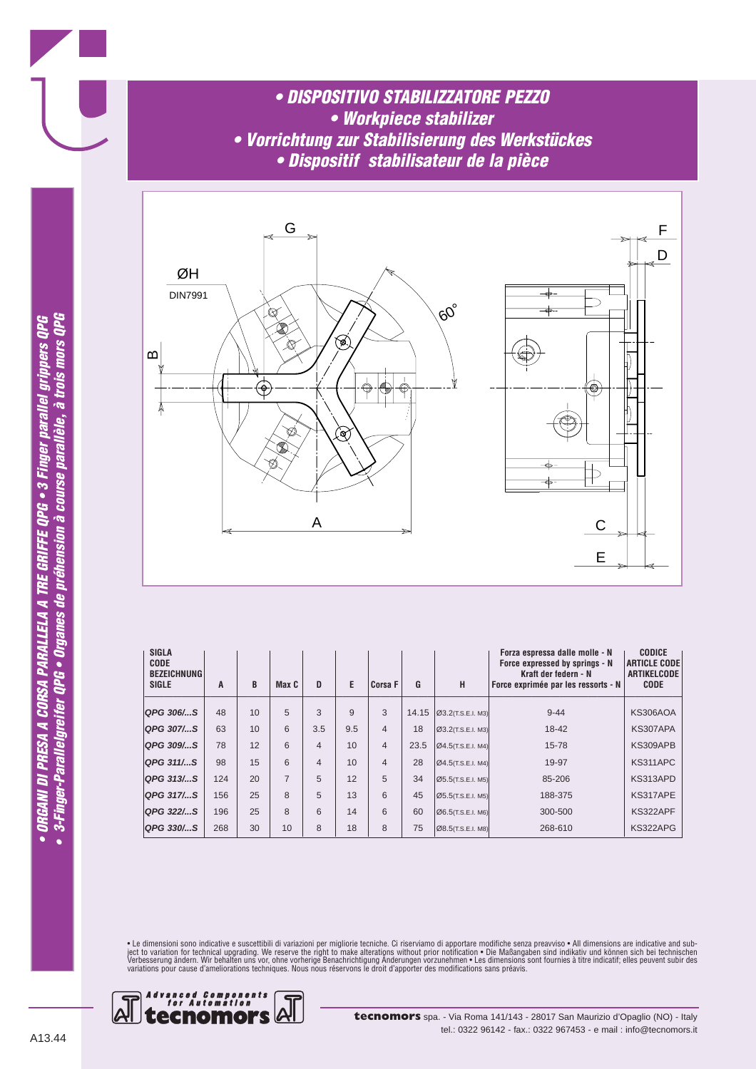# • DISPOSITIVO STABILIZZATORE PEZZO
# • Workpiece stabilizer
# • Vorrichtung zur Stabilisierung des Werkstückes
# • Dispositif stabilisateur de la pièce

| SIGLA CODE BEZEICHNUNG SIGLE | A | B | Max C | D | E | Corsa F | G | H | Forza espressa dalle molle - N Force expressed by springs - N Kraft der federn - N Force exprimée par les ressorts - N | CODICE ARTICLE CODE ARTIKELCODE CODE |
|---|---|---|---|---|---|---|---|---|---|---|
| QPG 306/...S | 48 | 10 | 5 | 3 | 9 | 3 | 14.15 | Ø3.2(T.S.E.I. M3) | 9-44 | KS306AOA |
| QPG 307/...S | 63 | 10 | 6 | 3.5 | 9.5 | 4 | 18 | Ø3.2(T.S.E.I. M3) | 18-42 | KS307APA |
| QPG 309/...S | 78 | 12 | 6 | 4 | 10 | 4 | 23.5 | Ø4.5(T.S.E.I. M4) | 15-78 | KS309APB |
| QPG 311/...S | 98 | 15 | 6 | 4 | 10 | 4 | 28 | Ø4.5(T.S.E.I. M4) | 19-97 | KS311APC |
| QPG 313/...S | 124 | 20 | 7 | 5 | 12 | 5 | 34 | Ø5.5(T.S.E.I. M5) | 85-206 | KS313APD |
| QPG 317/...S | 156 | 25 | 8 | 5 | 13 | 6 | 45 | Ø5.5(T.S.E.I. M5) | 188-375 | KS317APE |
| QPG 322/...S | 196 | 25 | 8 | 6 | 14 | 6 | 60 | Ø6.5(T.S.E.I. M6) | 300-500 | KS322APF |
| QPG 330/...S | 268 | 30 | 10 | 8 | 18 | 8 | 75 | Ø8.5(T.S.E.I. M8) | 268-610 | KS322APG |

• Le dimensioni sono indicative e suscettibili di variazioni per migliorie tecniche. Ci riserviamo di apportare modifiche senza preavviso • All dimensions are indicative and subject to variation for technical upgrading. We reserve the right to make alterations without prior notification • Die Maßangaben sind indikativ und können sich bei technischen Verbesserung ändern. Wir behalten uns vor, ohne vorherige Benachrichtigung Änderungen vorzunehmen • Les dimensions sont fournies à titre indicatif; elles peuvent subir des variations pour cause d'ameliorations techniques. Nous nous réservons le droit d'apporter des modifications sans préavis.

**tecnomors** spa. - Via Roma 141/143 - 28017 San Maurizio d'Opaglio (NO) - Italy
tel.: 0322 96142 - fax.: 0322 967453 - e mail : info@tecnomors.it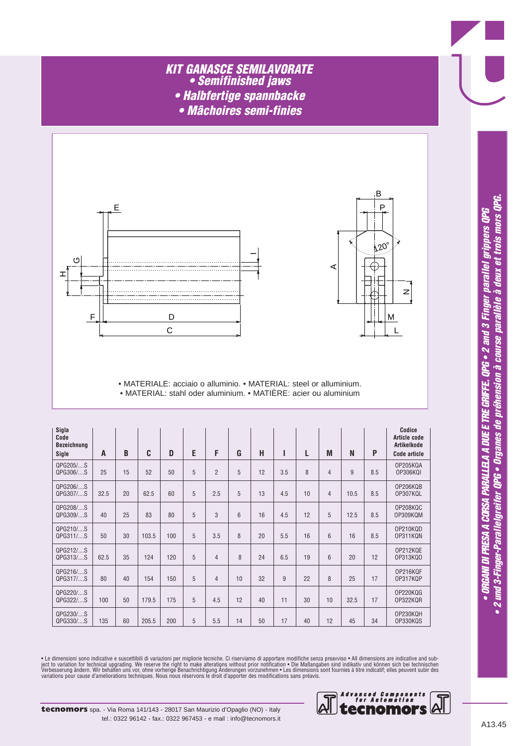# KIT GANASCE SEMILAVORATE

## • Semifinished jaws

## • Halbfertige spannbacke

## • Mâchoires semi-finies

• MATERIALE: acciaio o alluminio. • MATERIAL: steel or alluminium.
• MATERIAL: stahl oder aluminium. • MATIÈRE: acier ou aluminium

| Sigla<br>Code<br>Bezeichnung<br>Sigle | A | B | C | D | E | F | G | H | I | L | M | N | P | Codice<br>Article code<br>Artikelkode<br>Code article |
|---|---|---|---|---|---|---|---|---|---|---|---|---|---|---|
| QPG205/....S<br>QPG306/....S | 25 | 15 | 52 | 50 | 5 | 2 | 5 | 12 | 3.5 | 8 | 4 | 9 | 8.5 | OP205KQA<br>OP306KQI |
| QPG206/....S<br>QPG307/....S | 32.5 | 20 | 62.5 | 60 | 5 | 2.5 | 5 | 13 | 4.5 | 10 | 4 | 10.5 | 8.5 | OP206KQB<br>OP307KQL |
| QPG208/....S<br>QPG309/....S | 40 | 25 | 83 | 80 | 5 | 3 | 6 | 16 | 4.5 | 12 | 5 | 12.5 | 8.5 | OP208KQC<br>OP309KQM |
| QPG210/....S<br>QPG311/....S | 50 | 30 | 103.5 | 100 | 5 | 3.5 | 8 | 20 | 5.5 | 16 | 6 | 16 | 8.5 | OP210KQD<br>OP311KQN |
| QPG212/....S<br>QPG313/....S | 62.5 | 35 | 124 | 120 | 5 | 4 | 8 | 24 | 6.5 | 19 | 6 | 20 | 12 | OP212KQE<br>OP313KQO |
| QPG216/....S<br>QPG317/....S | 80 | 40 | 154 | 150 | 5 | 4 | 10 | 32 | 9 | 22 | 8 | 25 | 17 | OP216KQF<br>OP317KQP |
| QPG220/....S<br>QPG322/....S | 100 | 50 | 179.5 | 175 | 5 | 4.5 | 12 | 40 | 11 | 30 | 10 | 32.5 | 17 | OP220KQG<br>OP322KQR |
| QPG230/....S<br>QPG330/....S | 135 | 60 | 205.5 | 200 | 5 | 5.5 | 14 | 50 | 17 | 40 | 12 | 45 | 34 | OP230KQH<br>OP330KQS |

• Le dimensioni sono indicative e suscettibili di variazioni per migliorie tecniche. Ci riserviamo di apportare modifiche senza preavviso • All dimensions are indicative and subject to variation for technical upgrading. We reserve the right to make alterations without prior notification • Die Maßangaben sind indikativ und können sich bei technischen Verbesserung ändern. Wir behalten uns vor, ohne vorherige Benachrichtigung Änderungen vorzunehmen • Les dimensions sont fournies à titre indicatif; elles peuvent subir des variations pour cause d'ameliorations techniques. Nous nous réservons le droit d'apporter des modifications sans préavis.

**tecnomors** spa. - Via Roma 141/143 - 28017 San Maurizio d'Opaglio (NO) - Italy
tel.: 0322 96142 - fax.: 0322 967453 - e mail : info@tecnomors.it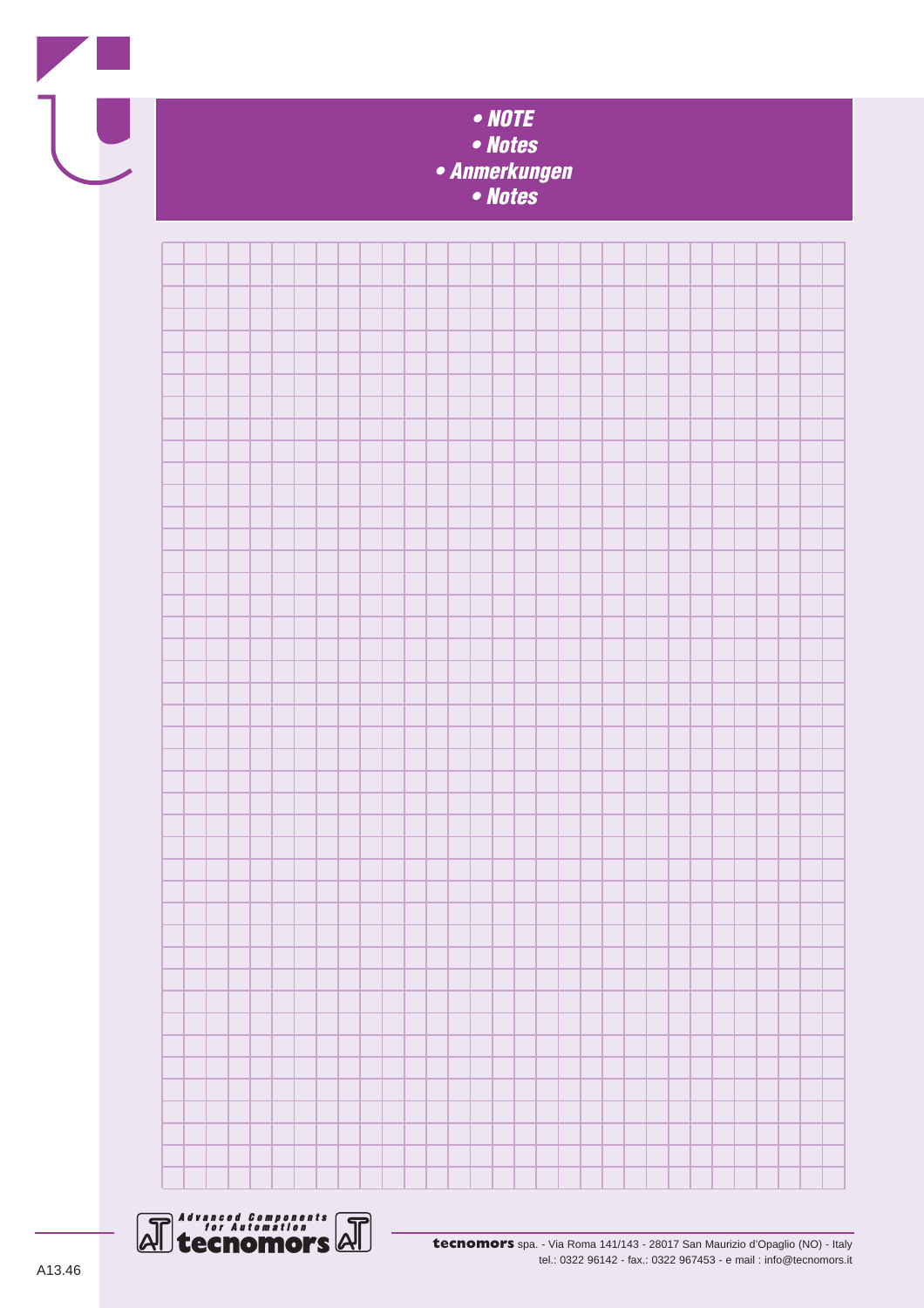# • NOTE
# • Notes
# • Anmerkungen
# • Notes

Advanced Components for Automation
tecnomors

**tecnomors** spa. - Via Roma 141/143 - 28017 San Maurizio d'Opaglio (NO) - Italy
tel.: 0322 96142 - fax.: 0322 967453 - e mail : info@tecnomors.it

A13.46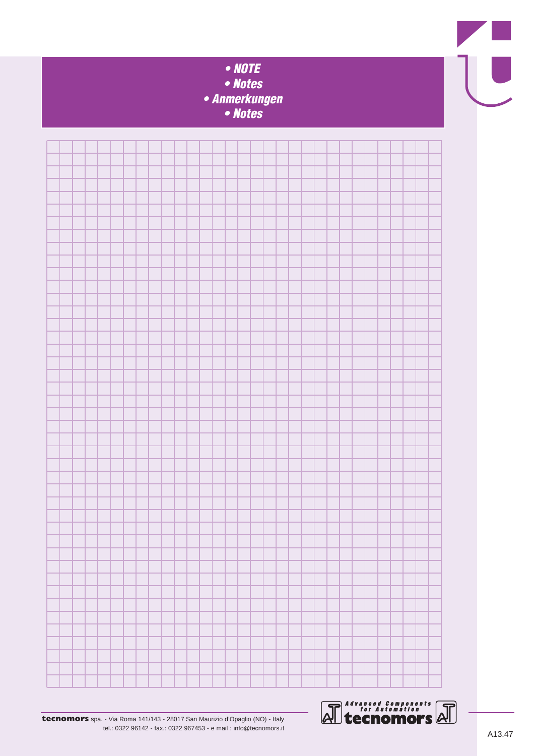# • NOTE
# • Notes
# • Anmerkungen
# • Notes

**tecnomors** spa. - Via Roma 141/143 - 28017 San Maurizio d'Opaglio (NO) - Italy
tel.: 0322 96142 - fax.: 0322 967453 - e mail : info@tecnomors.it

Advanced Components for Automation
tecnomors